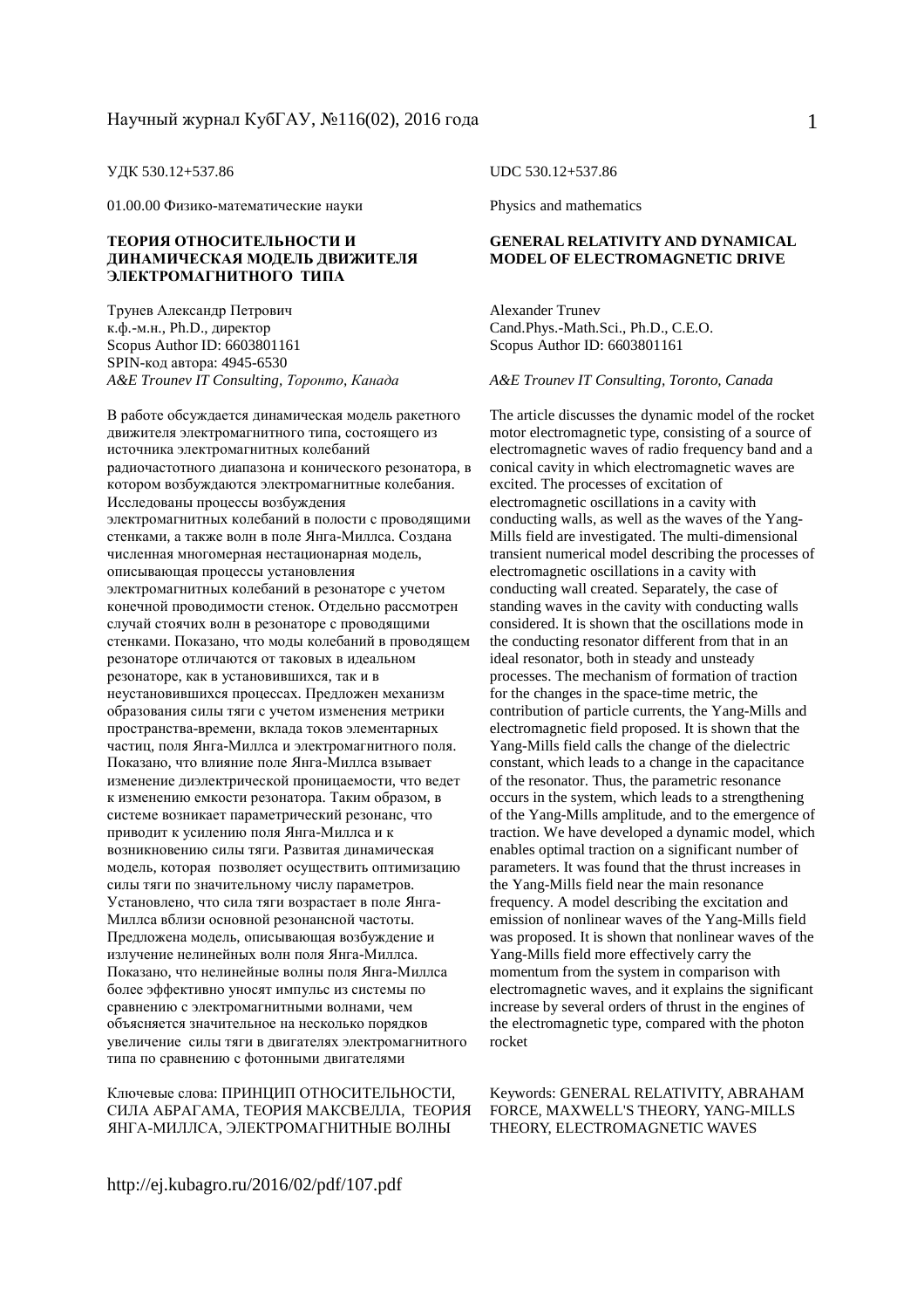УДК 530.12+537.86

01.00.00 Физико-математические науки

## ТЕОРИЯ ОТНОСИТЕЛЬНОСТИ И ДИНАМИЧЕСКАЯ МОДЕЛЬ ДВИЖИТЕЛЯ ЭЛЕКТРОМАГНИТНОГО ТИПА

Трунев Александр Петрович  
к.ф.-м.н., Ph.D., директор  
Scopus Author ID: 6603801161  
SPIN-код автора: 4945-6530  
*A&E Trounev IT Consulting, Торонто, Канада*

В работе обсуждается динамическая модель ракетного движителя электромагнитного типа, состоящего из источника электромагнитных колебаний радиочастотного диапазона и конического резонатора, в котором возбуждаются электромагнитные колебания. Исследованы процессы возбуждения электромагнитных колебаний в полости с проводящими стенками, а также волн в поле Янга-Миллса. Создана численная многомерная нестационарная модель, описывающая процессы установления электромагнитных колебаний в резонаторе с учетом конечной проводимости стенок. Отдельно рассмотрен случай стоячих волн в резонаторе с проводящими стенками. Показано, что моды колебаний в проводящем резонаторе отличаются от таковых в идеальном резонаторе, как в установившихся, так и в неустановившихся процессах. Предложен механизм образования силы тяги с учетом изменения метрики пространства-времени, вклада токов элементарных частиц, поля Янга-Миллса и электромагнитного поля. Показано, что влияние поле Янга-Миллса взывает изменение диэлектрической проницаемости, что ведет к изменению емкости резонатора. Таким образом, в системе возникает параметрический резонанс, что приводит к усилению поля Янга-Миллса и к возникновению силы тяги. Развитая динамическая модель, которая позволяет осуществить оптимизацию силы тяги по значительному числу параметров. Установлено, что сила тяги возрастает в поле Янга-Миллса вблизи основной резонансной частоты. Предложена модель, описывающая возбуждение и излучение нелинейных волн поля Янга-Миллса. Показано, что нелинейные волны поля Янга-Миллса более эффективно уносят импульс из системы по сравнению с электромагнитными волнами, чем объясняется значительное на несколько порядков увеличение силы тяги в двигателях электромагнитного типа по сравнению с фотонными двигателями

Ключевые слова: ПРИНЦИП ОТНОСИТЕЛЬНОСТИ, СИЛА АБРАГАМА, ТЕОРИЯ МАКСВЕЛЛА, ТЕОРИЯ ЯНГА-МИЛЛСА, ЭЛЕКТРОМАГНИТНЫЕ ВОЛНЫ

UDC 530.12+537.86

Physics and mathematics

## GENERAL RELATIVITY AND DYNAMICAL MODEL OF ELECTROMAGNETIC DRIVE

Alexander Trunev  
Cand.Phys.-Math.Sci., Ph.D., C.E.O.  
Scopus Author ID: 6603801161  
*A&E Trounev IT Consulting, Toronto, Canada*

The article discusses the dynamic model of the rocket motor electromagnetic type, consisting of a source of electromagnetic waves of radio frequency band and a conical cavity in which electromagnetic waves are excited. The processes of excitation of electromagnetic oscillations in a cavity with conducting walls, as well as the waves of the Yang-Mills field are investigated. The multi-dimensional transient numerical model describing the processes of electromagnetic oscillations in a cavity with conducting wall created. Separately, the case of standing waves in the cavity with conducting walls considered. It is shown that the oscillations mode in the conducting resonator different from that in an ideal resonator, both in steady and unsteady processes. The mechanism of formation of traction for the changes in the space-time metric, the contribution of particle currents, the Yang-Mills and electromagnetic field proposed. It is shown that the Yang-Mills field calls the change of the dielectric constant, which leads to a change in the capacitance of the resonator. Thus, the parametric resonance occurs in the system, which leads to a strengthening of the Yang-Mills amplitude, and to the emergence of traction. We have developed a dynamic model, which enables optimal traction on a significant number of parameters. It was found that the thrust increases in the Yang-Mills field near the main resonance frequency. A model describing the excitation and emission of nonlinear waves of the Yang-Mills field was proposed. It is shown that nonlinear waves of the Yang-Mills field more effectively carry the momentum from the system in comparison with electromagnetic waves, and it explains the significant increase by several orders of thrust in the engines of the electromagnetic type, compared with the photon rocket

Keywords: GENERAL RELATIVITY, ABRAHAM FORCE, MAXWELL'S THEORY, YANG-MILLS THEORY, ELECTROMAGNETIC WAVES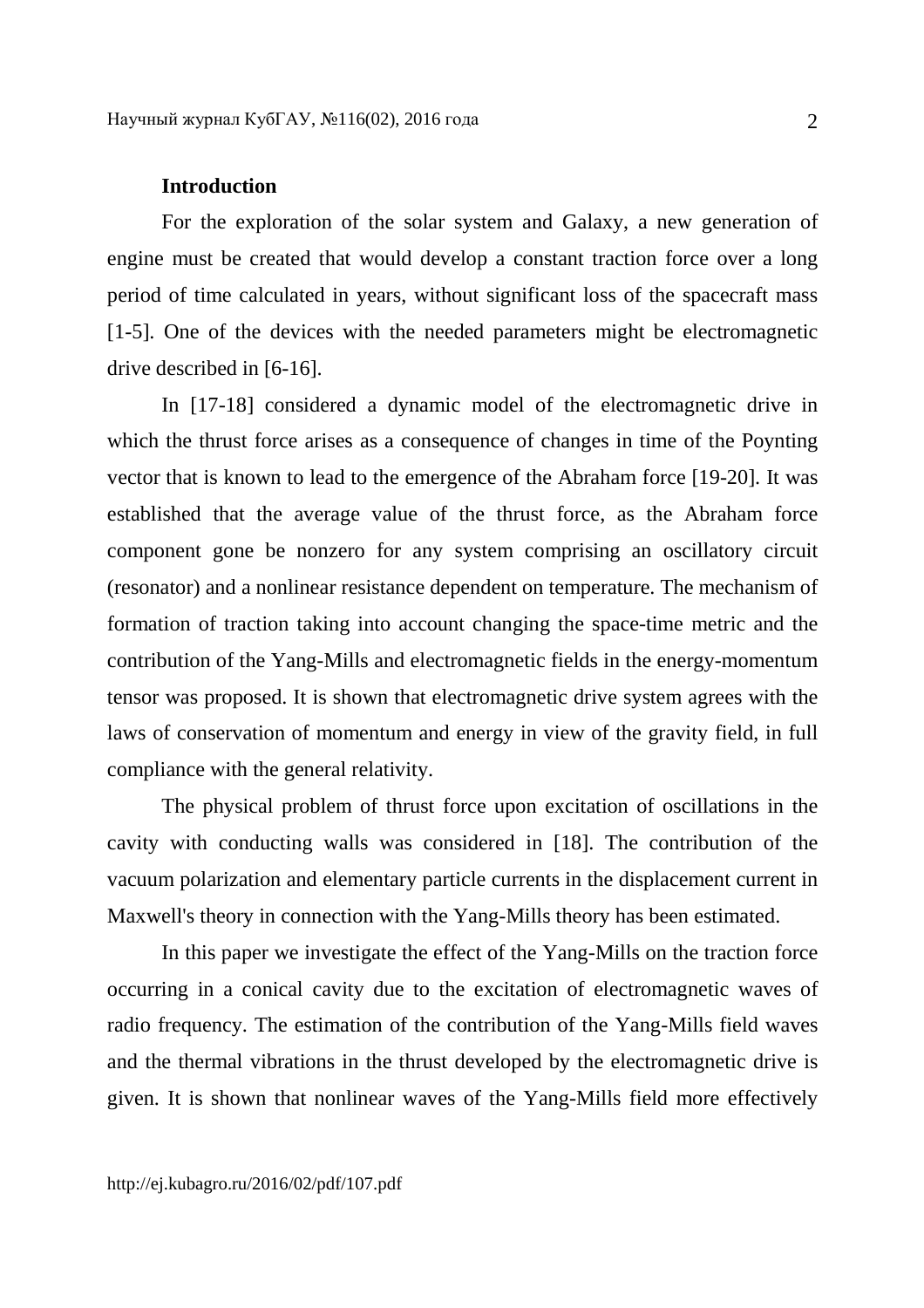## Introduction

For the exploration of the solar system and Galaxy, a new generation of engine must be created that would develop a constant traction force over a long period of time calculated in years, without significant loss of the spacecraft mass [1-5]. One of the devices with the needed parameters might be electromagnetic drive described in [6-16].

In [17-18] considered a dynamic model of the electromagnetic drive in which the thrust force arises as a consequence of changes in time of the Poynting vector that is known to lead to the emergence of the Abraham force [19-20]. It was established that the average value of the thrust force, as the Abraham force component gone be nonzero for any system comprising an oscillatory circuit (resonator) and a nonlinear resistance dependent on temperature. The mechanism of formation of traction taking into account changing the space-time metric and the contribution of the Yang-Mills and electromagnetic fields in the energy-momentum tensor was proposed. It is shown that electromagnetic drive system agrees with the laws of conservation of momentum and energy in view of the gravity field, in full compliance with the general relativity.

The physical problem of thrust force upon excitation of oscillations in the cavity with conducting walls was considered in [18]. The contribution of the vacuum polarization and elementary particle currents in the displacement current in Maxwell's theory in connection with the Yang-Mills theory has been estimated.

In this paper we investigate the effect of the Yang-Mills on the traction force occurring in a conical cavity due to the excitation of electromagnetic waves of radio frequency. The estimation of the contribution of the Yang-Mills field waves and the thermal vibrations in the thrust developed by the electromagnetic drive is given. It is shown that nonlinear waves of the Yang-Mills field more effectively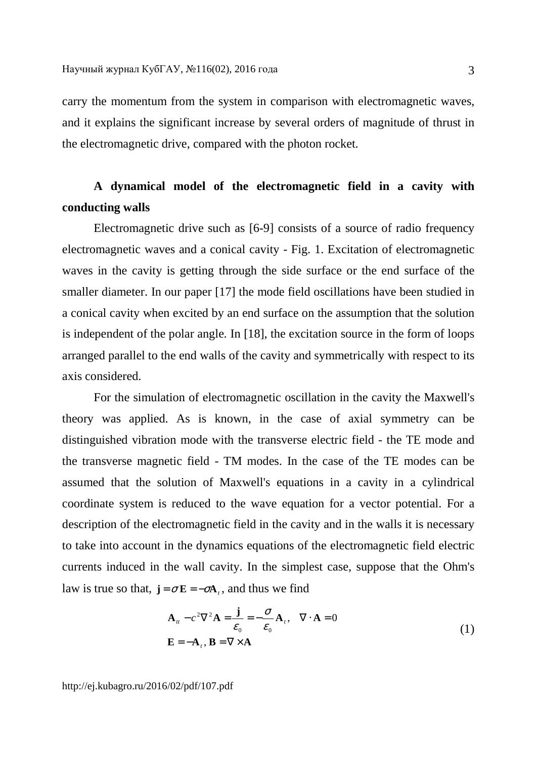carry the momentum from the system in comparison with electromagnetic waves, and it explains the significant increase by several orders of magnitude of thrust in the electromagnetic drive, compared with the photon rocket.

## A dynamical model of the electromagnetic field in a cavity with conducting walls

Electromagnetic drive such as [6-9] consists of a source of radio frequency electromagnetic waves and a conical cavity - Fig. 1. Excitation of electromagnetic waves in the cavity is getting through the side surface or the end surface of the smaller diameter. In our paper [17] the mode field oscillations have been studied in a conical cavity when excited by an end surface on the assumption that the solution is independent of the polar angle. In [18], the excitation source in the form of loops arranged parallel to the end walls of the cavity and symmetrically with respect to its axis considered.

For the simulation of electromagnetic oscillation in the cavity the Maxwell's theory was applied. As is known, in the case of axial symmetry can be distinguished vibration mode with the transverse electric field - the TE mode and the transverse magnetic field - TM modes. In the case of the TE modes can be assumed that the solution of Maxwell's equations in a cavity in a cylindrical coordinate system is reduced to the wave equation for a vector potential. For a description of the electromagnetic field in the cavity and in the walls it is necessary to take into account in the dynamics equations of the electromagnetic field electric currents induced in the wall cavity. In the simplest case, suppose that the Ohm's law is true so that, $\mathbf{j} = \sigma \mathbf{E} = -\sigma \mathbf{A}_t$, and thus we find

$$
\begin{aligned}
&\mathbf{A}_{tt} - c^2 \nabla^2 \mathbf{A} = \frac{\mathbf{j}}{\varepsilon_0} = -\frac{\sigma}{\varepsilon_0} \mathbf{A}_t, \quad \nabla \cdot \mathbf{A} = 0 \\
&\mathbf{E} = -\mathbf{A}_t, \; \mathbf{B} = \nabla \times \mathbf{A}
\end{aligned}
\tag{1}
$$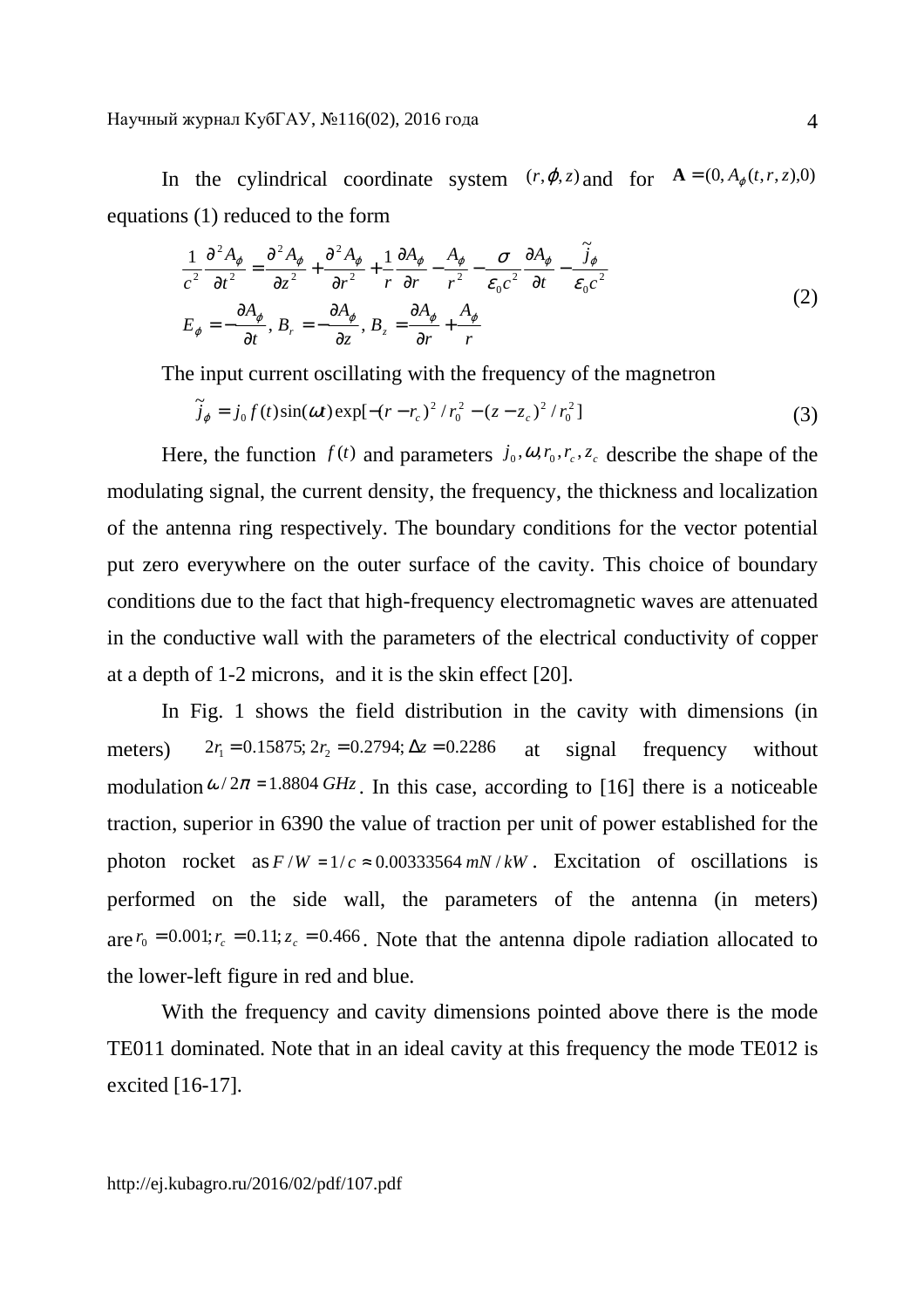In the cylindrical coordinate system $(r,\varphi,z)$ and for $\mathbf{A}=(0,A_\varphi(t,r,z),0)$ equations (1) reduced to the form

$$
\begin{aligned}
&\frac{1}{c^2}\frac{\partial^2 A_\varphi}{\partial t^2}=\frac{\partial^2 A_\varphi}{\partial z^2}+\frac{\partial^2 A_\varphi}{\partial r^2}+\frac{1}{r}\frac{\partial A_\varphi}{\partial r}-\frac{A_\varphi}{r^2}-\frac{\sigma}{\varepsilon_0 c^2}\frac{\partial A_\varphi}{\partial t}-\frac{\tilde{j}_\varphi}{\varepsilon_0 c^2} \\
&E_\varphi=-\frac{\partial A_\varphi}{\partial t},\ B_r=-\frac{\partial A_\varphi}{\partial z},\ B_z=\frac{\partial A_\varphi}{\partial r}+\frac{A_\varphi}{r}
\end{aligned}
\tag{2}
$$

The input current oscillating with the frequency of the magnetron

$$
\tilde{j}_\varphi=j_0 f(t)\sin(\omega t)\exp[-(r-r_c)^2/r_0^2-(z-z_c)^2/r_0^2]
\tag{3}
$$

Here, the function $f(t)$ and parameters $j_0,\omega,r_0,r_c,z_c$ describe the shape of the modulating signal, the current density, the frequency, the thickness and localization of the antenna ring respectively. The boundary conditions for the vector potential put zero everywhere on the outer surface of the cavity. This choice of boundary conditions due to the fact that high-frequency electromagnetic waves are attenuated in the conductive wall with the parameters of the electrical conductivity of copper at a depth of 1-2 microns, and it is the skin effect [20].

In Fig. 1 shows the field distribution in the cavity with dimensions (in meters) $2r_1=0.15875;\ 2r_2=0.2794;\ \Delta z=0.2286$ at signal frequency without modulation $\omega/2\pi=1.8804\ GHz$. In this case, according to [16] there is a noticeable traction, superior in 6390 the value of traction per unit of power established for the photon rocket as $F/W=1/c\approx 0.00333564\ mN/kW$. Excitation of oscillations is performed on the side wall, the parameters of the antenna (in meters) are $r_0=0.001;\ r_c=0.11;\ z_c=0.466$. Note that the antenna dipole radiation allocated to the lower-left figure in red and blue.

With the frequency and cavity dimensions pointed above there is the mode TE011 dominated. Note that in an ideal cavity at this frequency the mode TE012 is excited [16-17].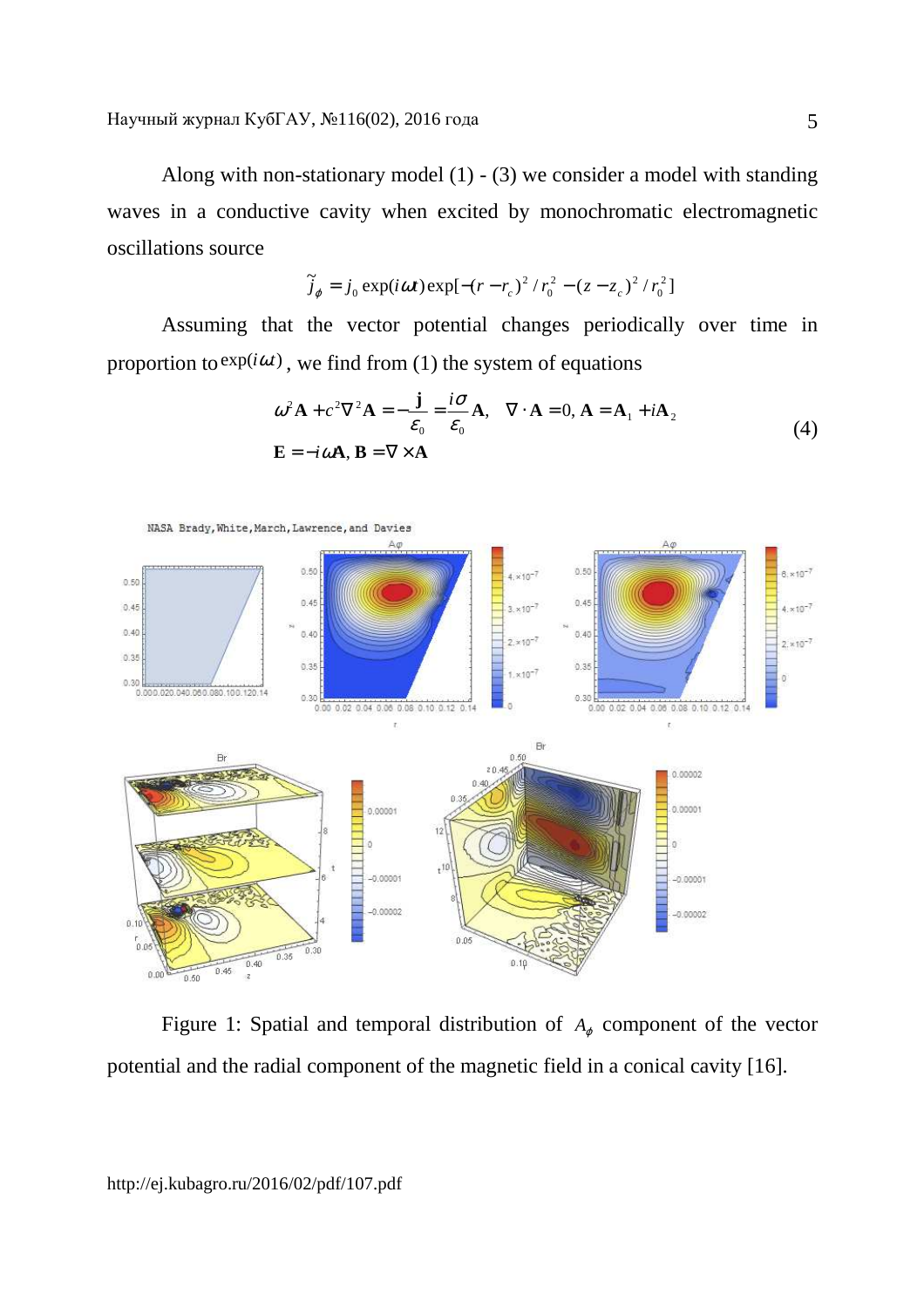Along with non-stationary model (1) - (3) we consider a model with standing waves in a conductive cavity when excited by monochromatic electromagnetic oscillations source

$$\tilde{j}_{\phi} = j_0 \exp(i\omega t)\exp[-(r - r_c)^2 / r_0^2 - (z - z_c)^2 / r_0^2]$$

Assuming that the vector potential changes periodically over time in proportion to $\exp(i\omega t)$, we find from (1) the system of equations

$$\omega^2 \mathbf{A} + c^2 \nabla^2 \mathbf{A} = -\frac{\mathbf{j}}{\varepsilon_0} = \frac{i\sigma}{\varepsilon_0}\mathbf{A}, \quad \nabla \cdot \mathbf{A} = 0, \ \mathbf{A} = \mathbf{A}_1 + i\mathbf{A}_2 \qquad (4)$$
$$\mathbf{E} = -i\omega \mathbf{A}, \ \mathbf{B} = \nabla \times \mathbf{A}$$

Figure 1: Spatial and temporal distribution of $A_{\phi}$ component of the vector potential and the radial component of the magnetic field in a conical cavity [16].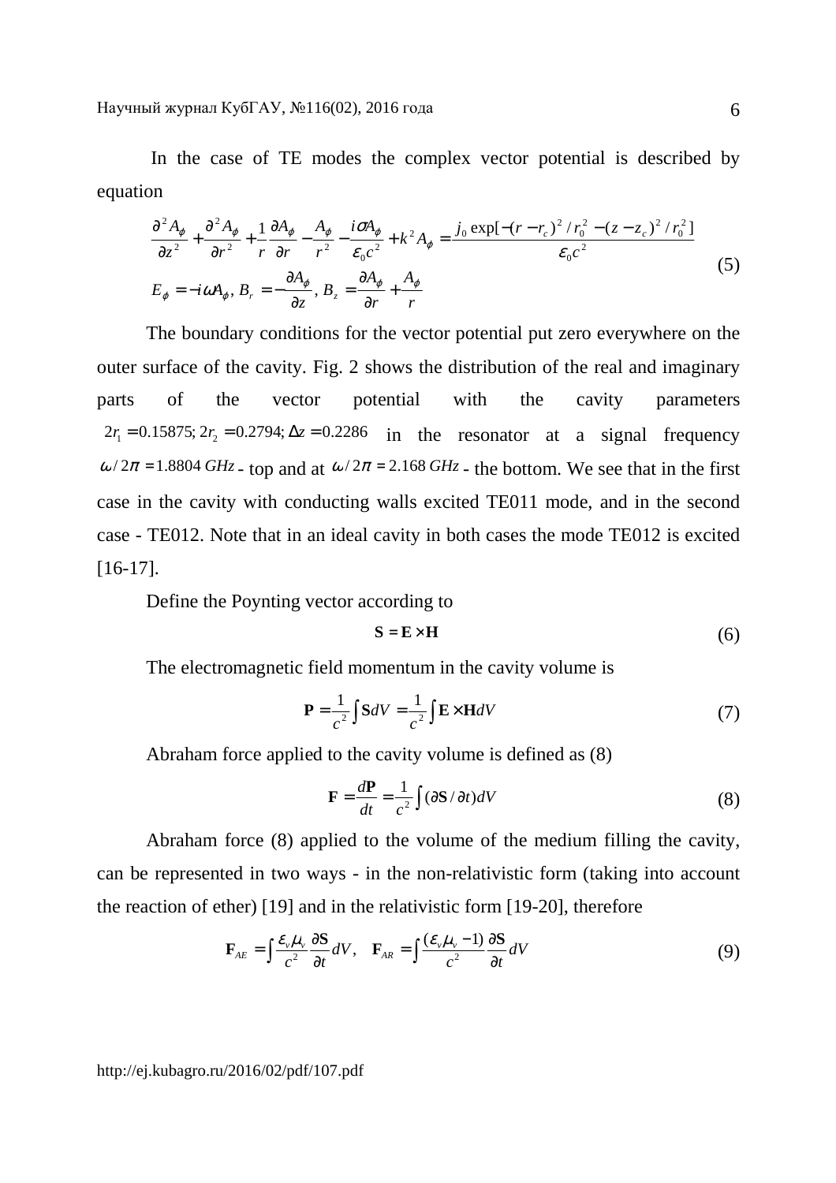In the case of TE modes the complex vector potential is described by equation

$$
\begin{aligned}
&\frac{\partial^2 A_\phi}{\partial z^2} + \frac{\partial^2 A_\phi}{\partial r^2} + \frac{1}{r}\frac{\partial A_\phi}{\partial r} - \frac{A_\phi}{r^2} - \frac{i\sigma A_\phi}{\varepsilon_0 c^2} + k^2 A_\phi = \frac{j_0 \exp[-(r-r_c)^2/r_0^2 - (z-z_c)^2/r_0^2]}{\varepsilon_0 c^2} \\
&E_\phi = -i\omega A_\phi,\ B_r = -\frac{\partial A_\phi}{\partial z},\ B_z = \frac{\partial A_\phi}{\partial r} + \frac{A_\phi}{r}
\end{aligned}
\tag{5}
$$

The boundary conditions for the vector potential put zero everywhere on the outer surface of the cavity. Fig. 2 shows the distribution of the real and imaginary parts of the vector potential with the cavity parameters $2r_1 = 0.15875;\ 2r_2 = 0.2794;\ \Delta z = 0.2286$ in the resonator at a signal frequency $\omega/2\pi = 1.8804\ GHz$ - top and at $\omega/2\pi = 2.168\ GHz$ - the bottom. We see that in the first case in the cavity with conducting walls excited TE011 mode, and in the second case - TE012. Note that in an ideal cavity in both cases the mode TE012 is excited [16-17].

Define the Poynting vector according to

$$
\mathbf{S} = \mathbf{E} \times \mathbf{H} \tag{6}
$$

The electromagnetic field momentum in the cavity volume is

$$
\mathbf{P} = \frac{1}{c^2}\int \mathbf{S}dV = \frac{1}{c^2}\int \mathbf{E} \times \mathbf{H}dV \tag{7}
$$

Abraham force applied to the cavity volume is defined as (8)

$$
\mathbf{F} = \frac{d\mathbf{P}}{dt} = \frac{1}{c^2}\int (\partial \mathbf{S}/\partial t)dV \tag{8}
$$

Abraham force (8) applied to the volume of the medium filling the cavity, can be represented in two ways - in the non-relativistic form (taking into account the reaction of ether) [19] and in the relativistic form [19-20], therefore

$$
\mathbf{F}_{AE} = \int \frac{\varepsilon_v \mu_v}{c^2}\frac{\partial \mathbf{S}}{\partial t}dV, \quad \mathbf{F}_{AR} = \int \frac{(\varepsilon_v \mu_v - 1)}{c^2}\frac{\partial \mathbf{S}}{\partial t}dV \tag{9}
$$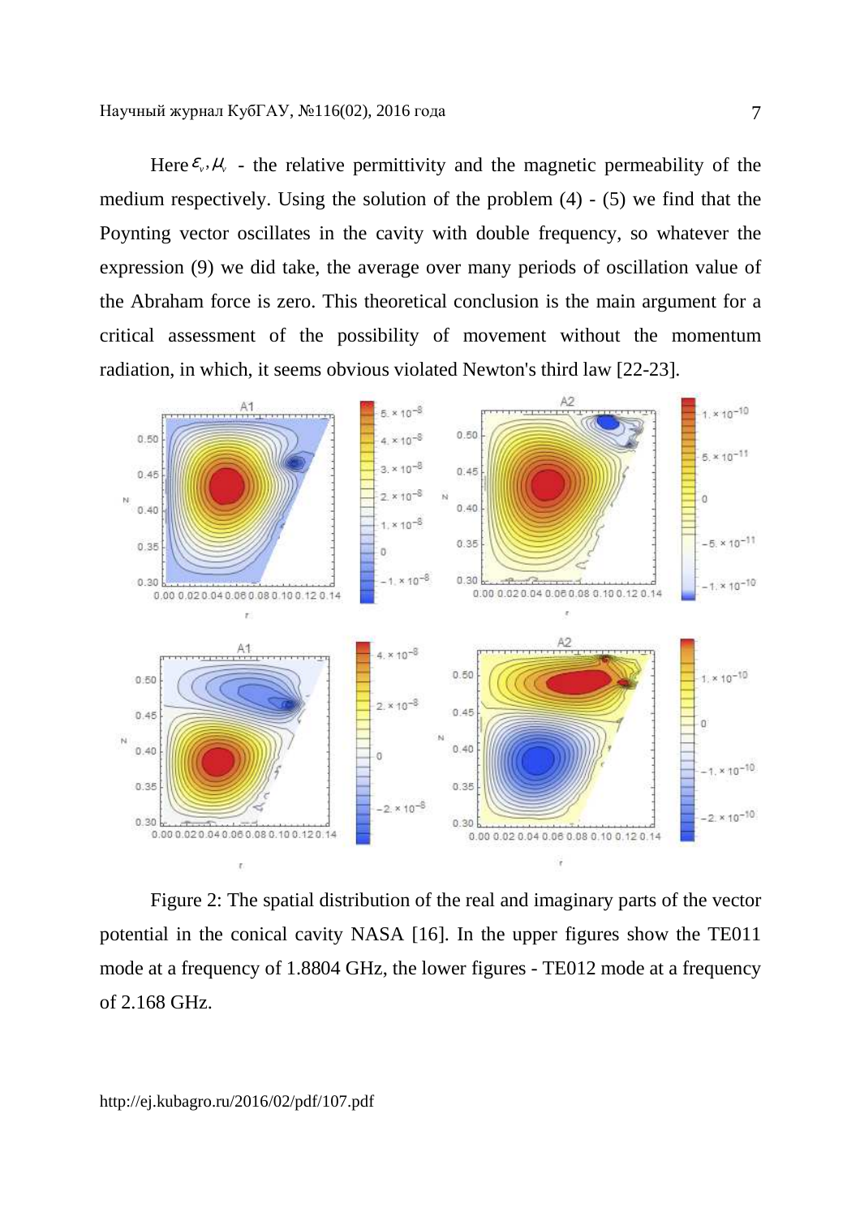Here $\varepsilon_v, \mu_v$ - the relative permittivity and the magnetic permeability of the medium respectively. Using the solution of the problem (4) - (5) we find that the Poynting vector oscillates in the cavity with double frequency, so whatever the expression (9) we did take, the average over many periods of oscillation value of the Abraham force is zero. This theoretical conclusion is the main argument for a critical assessment of the possibility of movement without the momentum radiation, in which, it seems obvious violated Newton's third law [22-23].

Figure 2: The spatial distribution of the real and imaginary parts of the vector potential in the conical cavity NASA [16]. In the upper figures show the TE011 mode at a frequency of 1.8804 GHz, the lower figures - TE012 mode at a frequency of 2.168 GHz.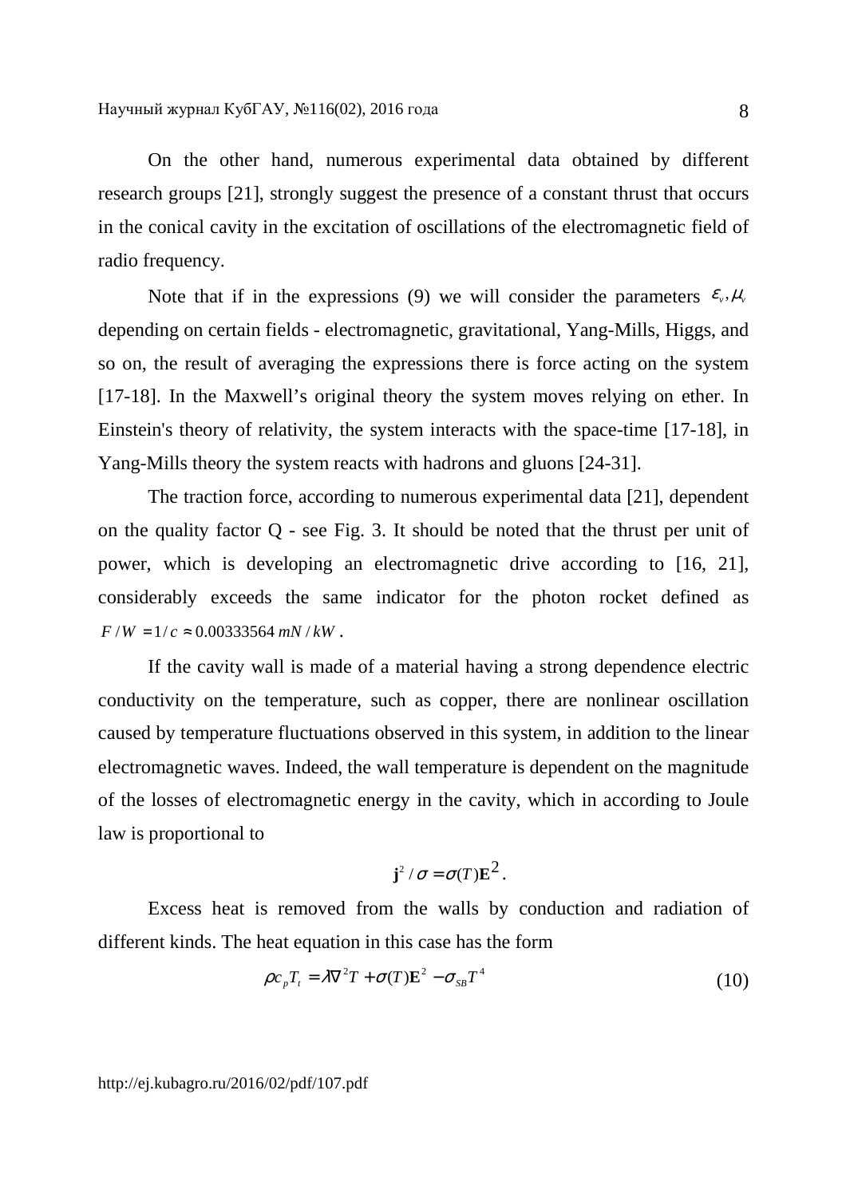On the other hand, numerous experimental data obtained by different research groups [21], strongly suggest the presence of a constant thrust that occurs in the conical cavity in the excitation of oscillations of the electromagnetic field of radio frequency.

Note that if in the expressions (9) we will consider the parameters $\varepsilon_v, \mu_v$ depending on certain fields - electromagnetic, gravitational, Yang-Mills, Higgs, and so on, the result of averaging the expressions there is force acting on the system [17-18]. In the Maxwell's original theory the system moves relying on ether. In Einstein's theory of relativity, the system interacts with the space-time [17-18], in Yang-Mills theory the system reacts with hadrons and gluons [24-31].

The traction force, according to numerous experimental data [21], dependent on the quality factor Q - see Fig. 3. It should be noted that the thrust per unit of power, which is developing an electromagnetic drive according to [16, 21], considerably exceeds the same indicator for the photon rocket defined as $F/W = 1/c \approx 0.00333564\, mN/kW$.

If the cavity wall is made of a material having a strong dependence electric conductivity on the temperature, such as copper, there are nonlinear oscillation caused by temperature fluctuations observed in this system, in addition to the linear electromagnetic waves. Indeed, the wall temperature is dependent on the magnitude of the losses of electromagnetic energy in the cavity, which in according to Joule law is proportional to

$$\mathbf{j}^2/\sigma = \sigma(T)\mathbf{E}^2.$$

Excess heat is removed from the walls by conduction and radiation of different kinds. The heat equation in this case has the form

$$\rho c_p T_t = \lambda \nabla^2 T + \sigma(T)\mathbf{E}^2 - \sigma_{SB} T^4 \tag{10}$$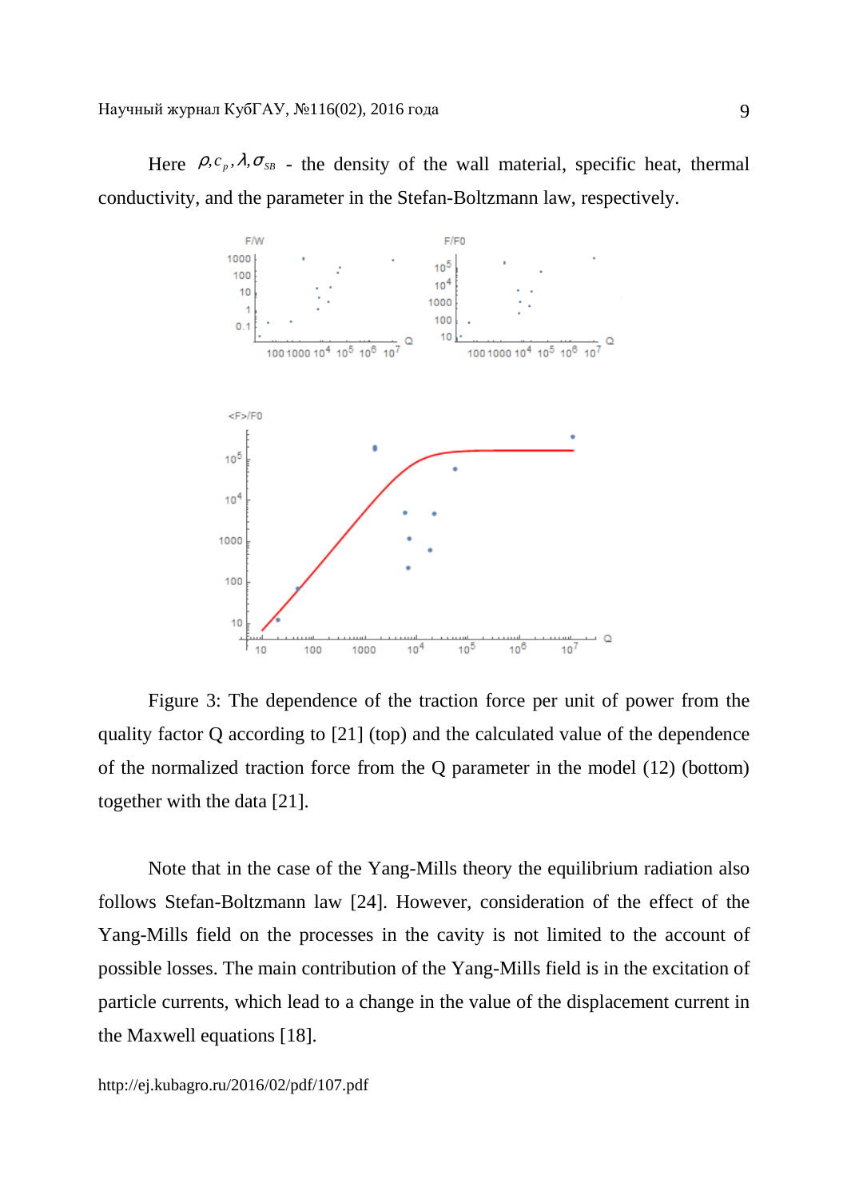Here $\rho, c_p, \lambda, \sigma_{SB}$ - the density of the wall material, specific heat, thermal conductivity, and the parameter in the Stefan-Boltzmann law, respectively.

Figure 3: The dependence of the traction force per unit of power from the quality factor Q according to [21] (top) and the calculated value of the dependence of the normalized traction force from the Q parameter in the model (12) (bottom) together with the data [21].

Note that in the case of the Yang-Mills theory the equilibrium radiation also follows Stefan-Boltzmann law [24]. However, consideration of the effect of the Yang-Mills field on the processes in the cavity is not limited to the account of possible losses. The main contribution of the Yang-Mills field is in the excitation of particle currents, which lead to a change in the value of the displacement current in the Maxwell equations [18].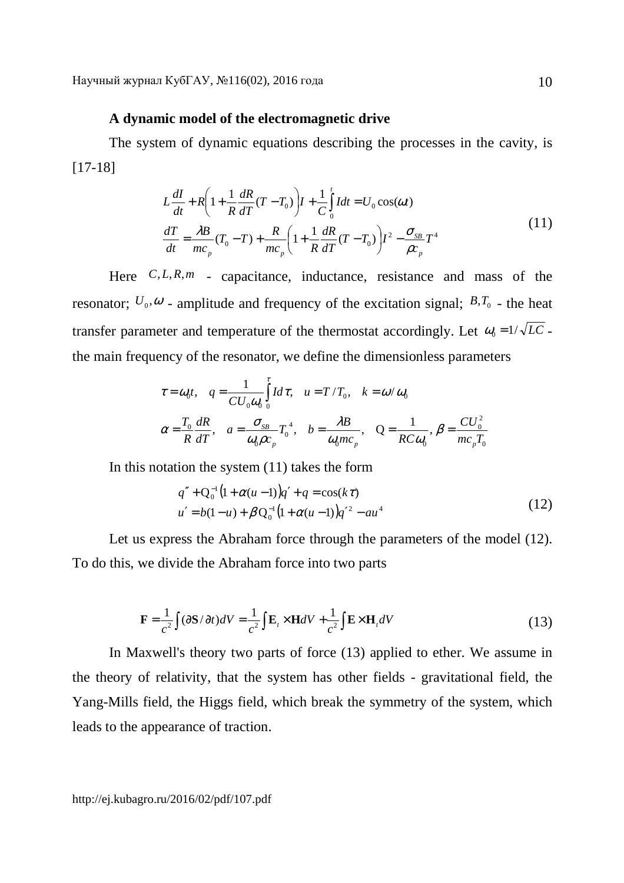**A dynamic model of the electromagnetic drive**

The system of dynamic equations describing the processes in the cavity, is [17-18]

$$
\begin{aligned}
&L\frac{dI}{dt} + R\left(1 + \frac{1}{R}\frac{dR}{dT}(T - T_0)\right)I + \frac{1}{C}\int_0^t I dt = U_0 \cos(\omega t) \\
&\frac{dT}{dt} = \frac{\lambda B}{mc_p}(T_0 - T) + \frac{R}{mc_p}\left(1 + \frac{1}{R}\frac{dR}{dT}(T - T_0)\right)I^2 - \frac{\sigma_{SB}}{\rho c_p}T^4
\end{aligned}
\tag{11}
$$

Here $C, L, R, m$ - capacitance, inductance, resistance and mass of the resonator; $U_0, \omega$ - amplitude and frequency of the excitation signal; $B, T_0$ - the heat transfer parameter and temperature of the thermostat accordingly. Let $\omega_0 = 1/\sqrt{LC}$ - the main frequency of the resonator, we define the dimensionless parameters

$$
\begin{aligned}
&\tau = \omega_0 t, \quad q = \frac{1}{CU_0\omega_0}\int_0^\tau I d\tau, \quad u = T/T_0, \quad k = \omega/\omega_0 \\
&\alpha = \frac{T_0}{R}\frac{dR}{dT}, \quad a = \frac{\sigma_{SB}}{\omega_0 \rho c_p}T_0^{\,4}, \quad b = \frac{\lambda B}{\omega_0 mc_p}, \quad \mathrm{Q} = \frac{1}{RC\omega_0}, \beta = \frac{CU_0^2}{mc_p T_0}
\end{aligned}
$$

In this notation the system (11) takes the form

$$
\begin{aligned}
&q'' + \mathrm{Q}_0^{-1}\left(1 + \alpha(u - 1)\right)q' + q = \cos(k\tau) \\
&u' = b(1 - u) + \beta \mathrm{Q}_0^{-1}\left(1 + \alpha(u - 1)\right)q'^{\,2} - au^4
\end{aligned}
\tag{12}
$$

Let us express the Abraham force through the parameters of the model (12). To do this, we divide the Abraham force into two parts

$$
\mathbf{F} = \frac{1}{c^2}\int (\partial \mathbf{S}/\partial t) dV = \frac{1}{c^2}\int \mathbf{E}_t \times \mathbf{H} dV + \frac{1}{c^2}\int \mathbf{E} \times \mathbf{H}_t dV \tag{13}
$$

In Maxwell's theory two parts of force (13) applied to ether. We assume in the theory of relativity, that the system has other fields - gravitational field, the Yang-Mills field, the Higgs field, which break the symmetry of the system, which leads to the appearance of traction.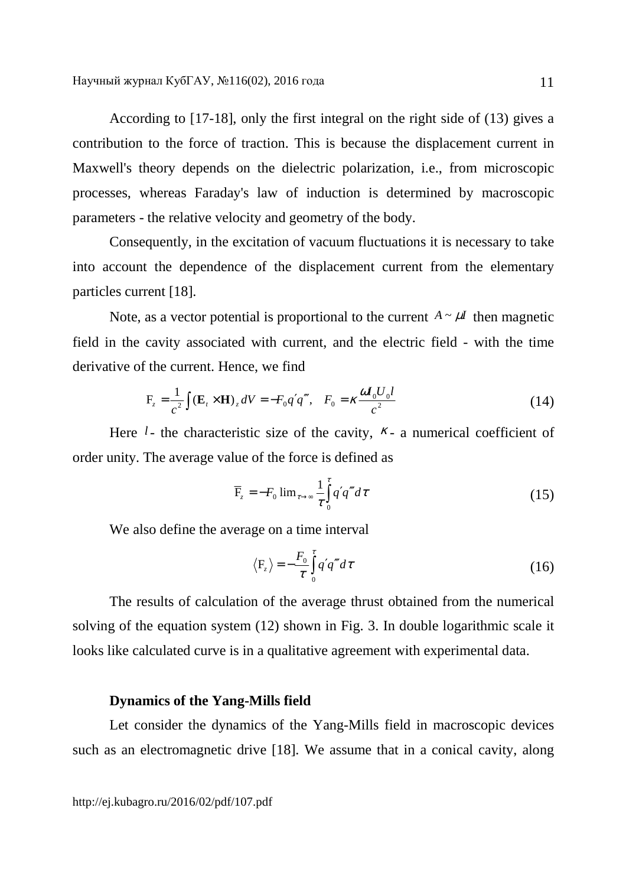According to [17-18], only the first integral on the right side of (13) gives a contribution to the force of traction. This is because the displacement current in Maxwell's theory depends on the dielectric polarization, i.e., from microscopic processes, whereas Faraday's law of induction is determined by macroscopic parameters - the relative velocity and geometry of the body.

Consequently, in the excitation of vacuum fluctuations it is necessary to take into account the dependence of the displacement current from the elementary particles current [18].

Note, as a vector potential is proportional to the current $A \sim \mu I$ then magnetic field in the cavity associated with current, and the electric field - with the time derivative of the current. Hence, we find

$$\mathrm{F}_z = \frac{1}{c^2}\int (\mathbf{E}_t \times \mathbf{H})_z \, dV = -F_0 q' q''', \quad F_0 = \kappa \frac{\omega I_0 U_0 l}{c^2} \tag{14}$$

Here $l$ - the characteristic size of the cavity, $\kappa$ - a numerical coefficient of order unity. The average value of the force is defined as

$$\overline{\mathrm{F}}_z = -F_0 \lim_{\tau \to \infty} \frac{1}{\tau}\int_0^{\tau} q' q''' d\tau \tag{15}$$

We also define the average on a time interval

$$\langle \mathrm{F}_z \rangle = -\frac{F_0}{\tau}\int_0^{\tau} q' q''' d\tau \tag{16}$$

The results of calculation of the average thrust obtained from the numerical solving of the equation system (12) shown in Fig. 3. In double logarithmic scale it looks like calculated curve is in a qualitative agreement with experimental data.

**Dynamics of the Yang-Mills field**

Let consider the dynamics of the Yang-Mills field in macroscopic devices such as an electromagnetic drive [18]. We assume that in a conical cavity, along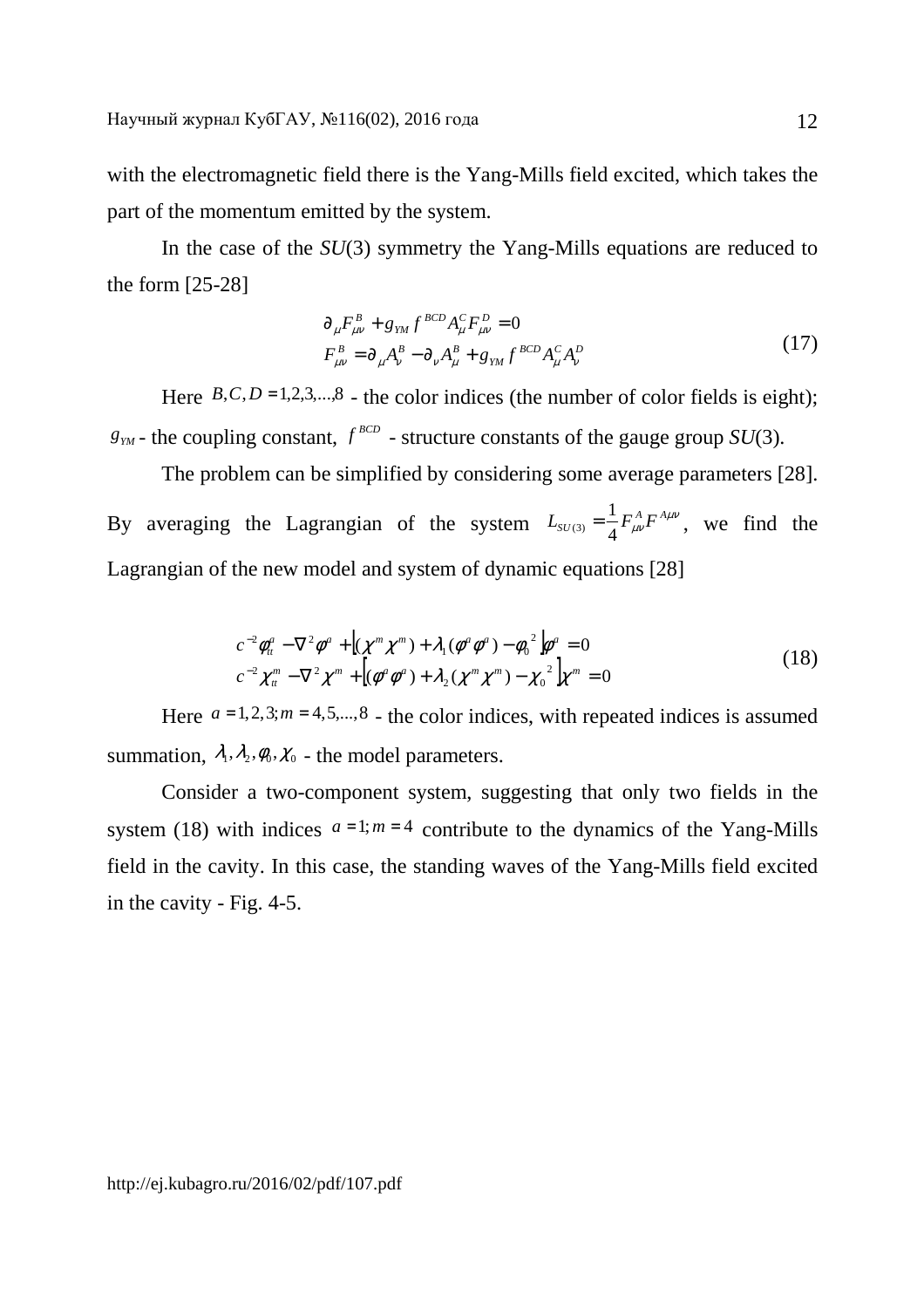with the electromagnetic field there is the Yang-Mills field excited, which takes the part of the momentum emitted by the system.

In the case of the *SU*(3) symmetry the Yang-Mills equations are reduced to the form [25-28]

$$
\begin{aligned}
&\partial_\mu F^B_{\mu\nu} + g_{YM} f^{BCD} A^C_\mu F^D_{\mu\nu} = 0 \\
&F^B_{\mu\nu} = \partial_\mu A^B_\nu - \partial_\nu A^B_\mu + g_{YM} f^{BCD} A^C_\mu A^D_\nu
\end{aligned}
\tag{17}
$$

Here $B, C, D = 1, 2, 3, ..., 8$ - the color indices (the number of color fields is eight); $g_{YM}$ - the coupling constant, $f^{BCD}$ - structure constants of the gauge group *SU*(3).

The problem can be simplified by considering some average parameters [28]. By averaging the Lagrangian of the system $L_{SU(3)} = \frac{1}{4} F^A_{\mu\nu} F^{A\mu\nu}$, we find the Lagrangian of the new model and system of dynamic equations [28]

$$
\begin{aligned}
&c^{-2}\phi^a_{tt} - \nabla^2\phi^a + \left[(\chi^m\chi^m) + \lambda_1(\phi^a\phi^a) - \phi_0^{\,2}\right]\phi^a = 0 \\
&c^{-2}\chi^m_{tt} - \nabla^2\chi^m + \left[(\phi^a\phi^a) + \lambda_2(\chi^m\chi^m) - \chi_0^{\,2}\right]\chi^m = 0
\end{aligned}
\tag{18}
$$

Here $a = 1, 2, 3; m = 4, 5, ..., 8$ - the color indices, with repeated indices is assumed summation, $\lambda_1, \lambda_2, \phi_0, \chi_0$ - the model parameters.

Consider a two-component system, suggesting that only two fields in the system (18) with indices $a = 1; m = 4$ contribute to the dynamics of the Yang-Mills field in the cavity. In this case, the standing waves of the Yang-Mills field excited in the cavity - Fig. 4-5.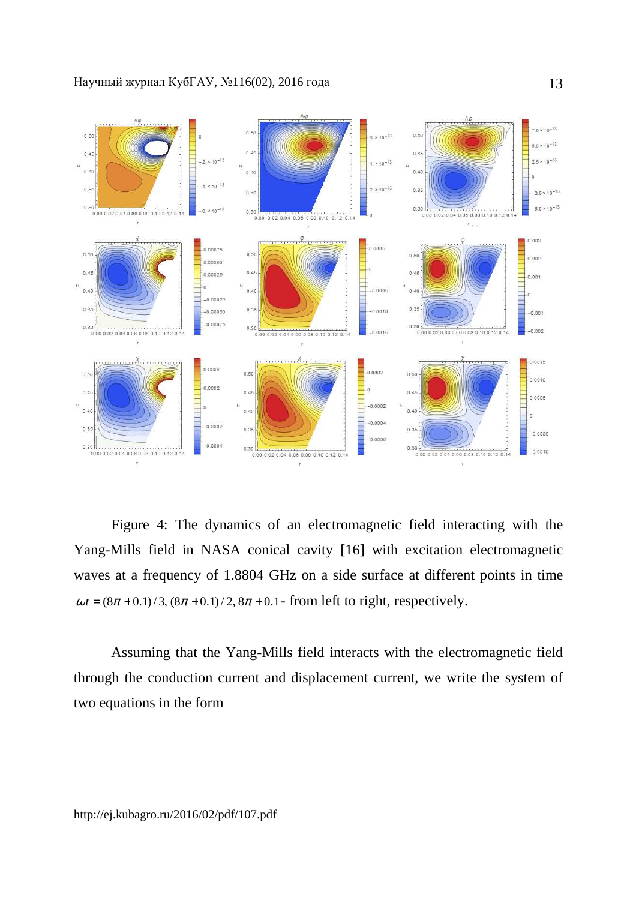Figure 4: The dynamics of an electromagnetic field interacting with the Yang-Mills field in NASA conical cavity [16] with excitation electromagnetic waves at a frequency of 1.8804 GHz on a side surface at different points in time $\omega t = (8\pi + 0.1)/3, (8\pi + 0.1)/2, 8\pi + 0.1$ - from left to right, respectively.

Assuming that the Yang-Mills field interacts with the electromagnetic field through the conduction current and displacement current, we write the system of two equations in the form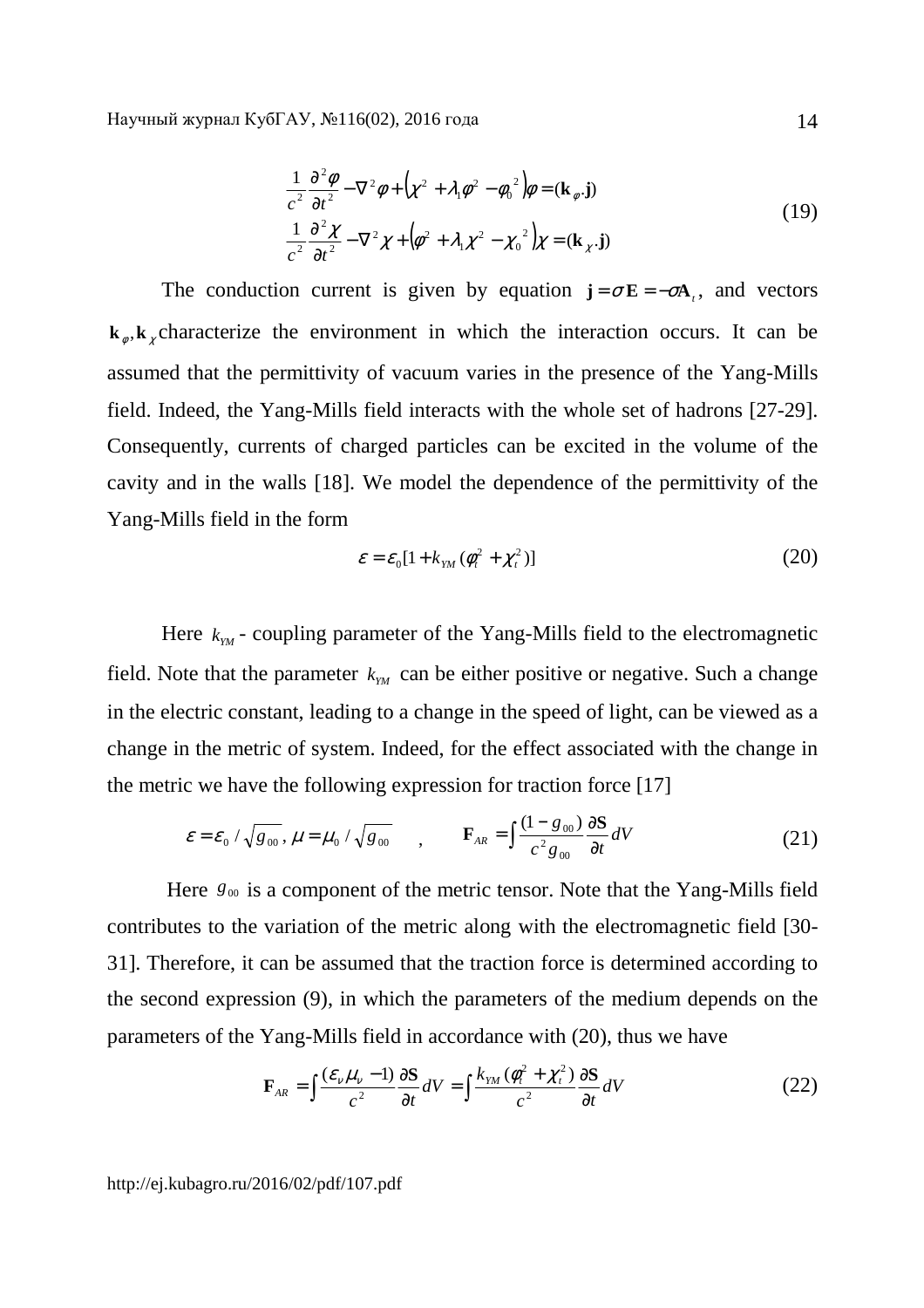$$
\begin{aligned}
&\frac{1}{c^2}\frac{\partial^2\varphi}{\partial t^2}-\nabla^2\varphi+\left(\chi^2+\lambda_1\varphi^2-\varphi_0{}^2\right)\varphi=(\mathbf{k}_\varphi.\mathbf{j})\\
&\frac{1}{c^2}\frac{\partial^2\chi}{\partial t^2}-\nabla^2\chi+\left(\varphi^2+\lambda_1\chi^2-\chi_0{}^2\right)\chi=(\mathbf{k}_\chi.\mathbf{j})
\end{aligned}
\tag{19}
$$

The conduction current is given by equation $\mathbf{j}=\sigma\mathbf{E}=-\sigma\mathbf{A}_t$, and vectors $\mathbf{k}_\varphi,\mathbf{k}_\chi$ characterize the environment in which the interaction occurs. It can be assumed that the permittivity of vacuum varies in the presence of the Yang-Mills field. Indeed, the Yang-Mills field interacts with the whole set of hadrons [27-29]. Consequently, currents of charged particles can be excited in the volume of the cavity and in the walls [18]. We model the dependence of the permittivity of the Yang-Mills field in the form

$$
\varepsilon=\varepsilon_0[1+k_{YM}(\varphi_t^2+\chi_t^2)]
\tag{20}
$$

Here $k_{YM}$ - coupling parameter of the Yang-Mills field to the electromagnetic field. Note that the parameter $k_{YM}$ can be either positive or negative. Such a change in the electric constant, leading to a change in the speed of light, can be viewed as a change in the metric of system. Indeed, for the effect associated with the change in the metric we have the following expression for traction force [17]

$$
\varepsilon=\varepsilon_0/\sqrt{g_{00}},\ \mu=\mu_0/\sqrt{g_{00}}\quad,\qquad \mathbf{F}_{AR}=\int\frac{(1-g_{00})}{c^2 g_{00}}\frac{\partial\mathbf{S}}{\partial t}dV
\tag{21}
$$

Here $g_{00}$ is a component of the metric tensor. Note that the Yang-Mills field contributes to the variation of the metric along with the electromagnetic field [30-31]. Therefore, it can be assumed that the traction force is determined according to the second expression (9), in which the parameters of the medium depends on the parameters of the Yang-Mills field in accordance with (20), thus we have

$$
\mathbf{F}_{AR}=\int\frac{(\varepsilon_\nu\mu_\nu-1)}{c^2}\frac{\partial\mathbf{S}}{\partial t}dV=\int\frac{k_{YM}(\varphi_t^2+\chi_t^2)}{c^2}\frac{\partial\mathbf{S}}{\partial t}dV
\tag{22}
$$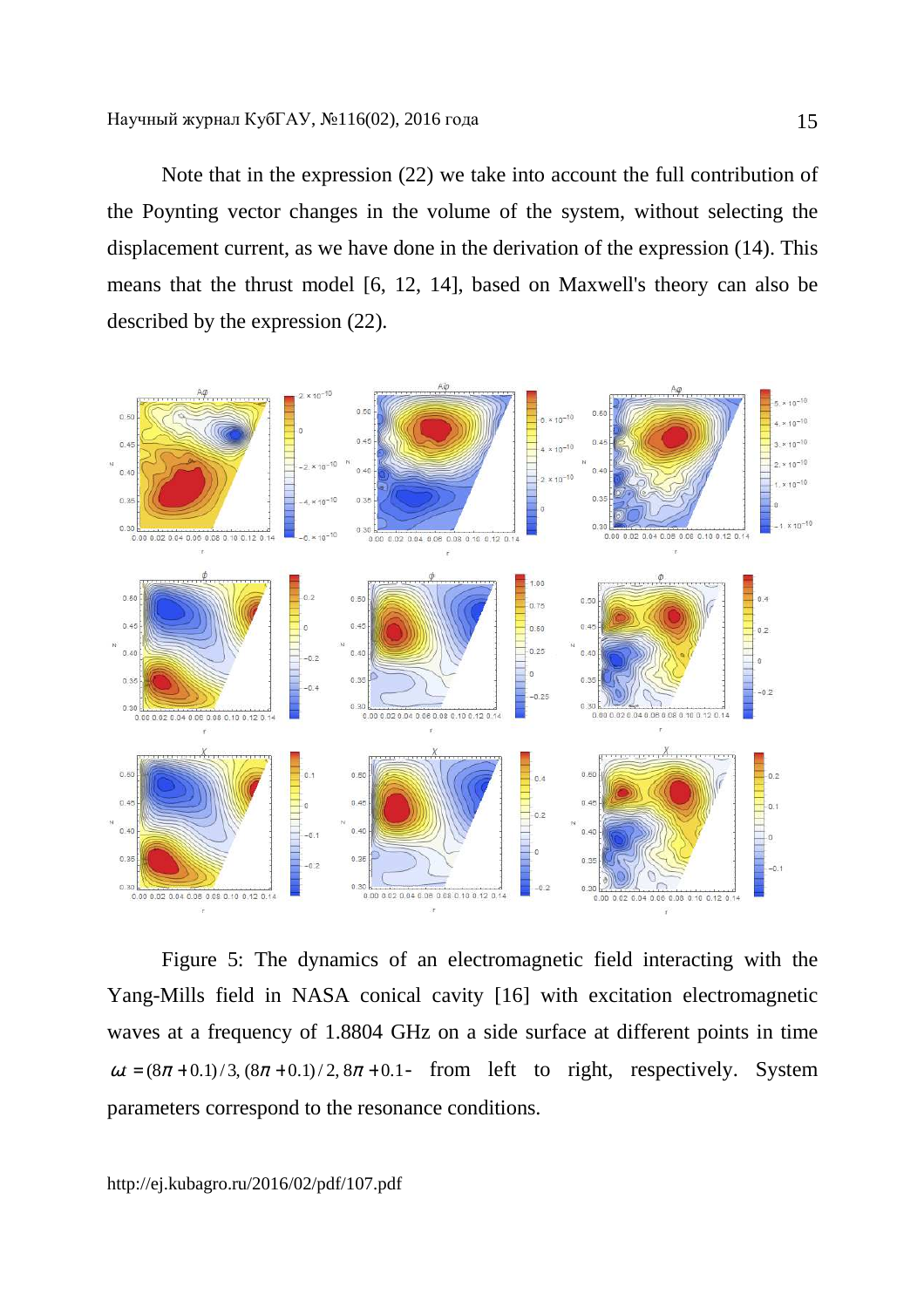Note that in the expression (22) we take into account the full contribution of the Poynting vector changes in the volume of the system, without selecting the displacement current, as we have done in the derivation of the expression (14). This means that the thrust model [6, 12, 14], based on Maxwell's theory can also be described by the expression (22).

Figure 5: The dynamics of an electromagnetic field interacting with the Yang-Mills field in NASA conical cavity [16] with excitation electromagnetic waves at a frequency of 1.8804 GHz on a side surface at different points in time $\omega t = (8\pi + 0.1)/3, (8\pi + 0.1)/2, 8\pi + 0.1$ - from left to right, respectively. System parameters correspond to the resonance conditions.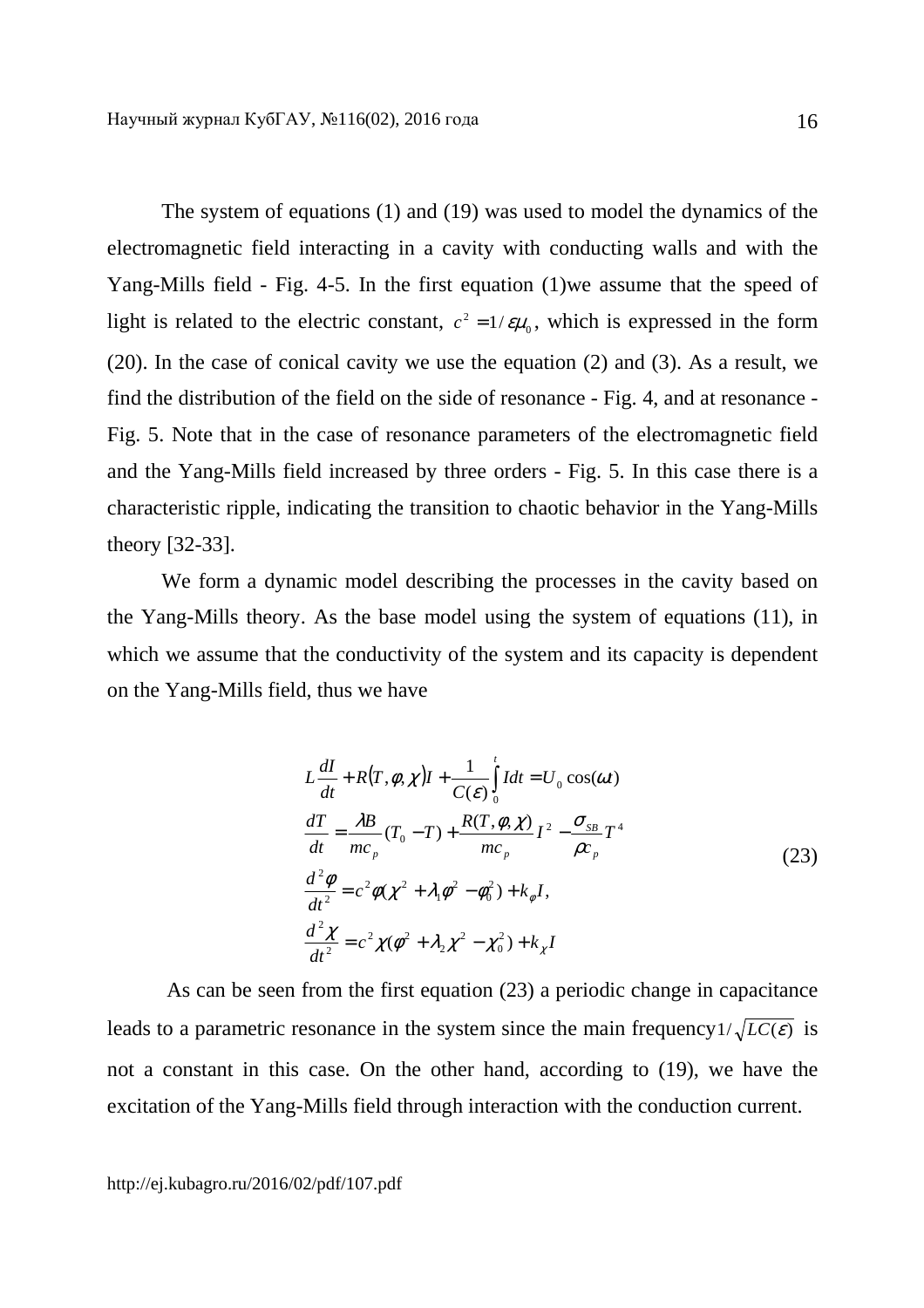The system of equations (1) and (19) was used to model the dynamics of the electromagnetic field interacting in a cavity with conducting walls and with the Yang-Mills field - Fig. 4-5. In the first equation (1)we assume that the speed of light is related to the electric constant, $c^2 = 1/\varepsilon\mu_0$, which is expressed in the form (20). In the case of conical cavity we use the equation (2) and (3). As a result, we find the distribution of the field on the side of resonance - Fig. 4, and at resonance - Fig. 5. Note that in the case of resonance parameters of the electromagnetic field and the Yang-Mills field increased by three orders - Fig. 5. In this case there is a characteristic ripple, indicating the transition to chaotic behavior in the Yang-Mills theory [32-33].

We form a dynamic model describing the processes in the cavity based on the Yang-Mills theory. As the base model using the system of equations (11), in which we assume that the conductivity of the system and its capacity is dependent on the Yang-Mills field, thus we have

$$
\begin{aligned}
& L\frac{dI}{dt} + R(T,\varphi,\chi)I + \frac{1}{C(\varepsilon)}\int_0^t I dt = U_0 \cos(\omega t) \\
& \frac{dT}{dt} = \frac{\lambda B}{mc_p}(T_0 - T) + \frac{R(T,\varphi,\chi)}{mc_p} I^2 - \frac{\sigma_{SB}}{\rho c_p} T^4 \\
& \frac{d^2\varphi}{dt^2} = c^2 \varphi(\chi^2 + \lambda_1 \varphi^2 - \varphi_0^2) + k_\varphi I, \\
& \frac{d^2\chi}{dt^2} = c^2 \chi(\varphi^2 + \lambda_2 \chi^2 - \chi_0^2) + k_\chi I
\end{aligned}
\tag{23}
$$

As can be seen from the first equation (23) a periodic change in capacitance leads to a parametric resonance in the system since the main frequency $1/\sqrt{LC(\varepsilon)}$ is not a constant in this case. On the other hand, according to (19), we have the excitation of the Yang-Mills field through interaction with the conduction current.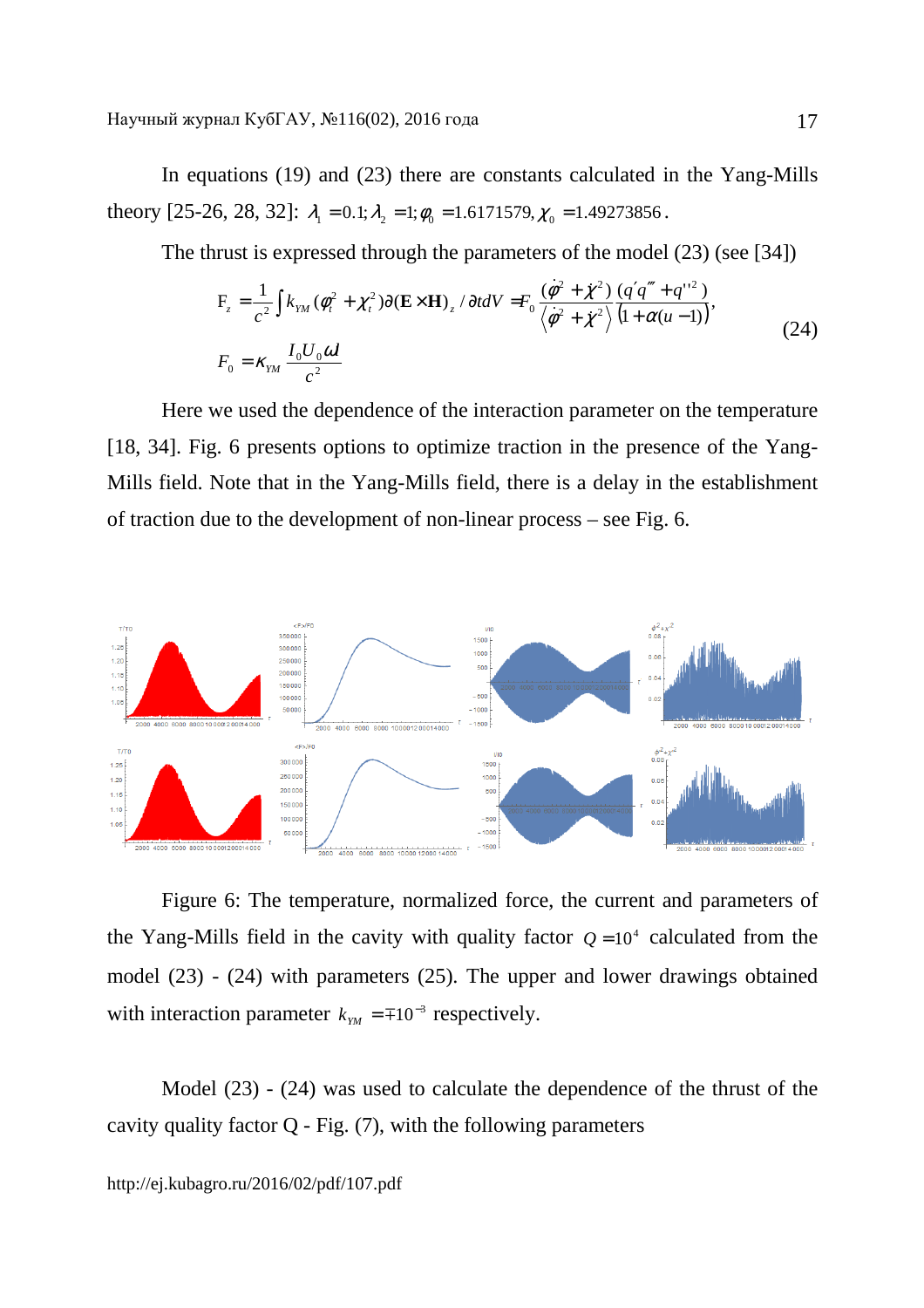In equations (19) and (23) there are constants calculated in the Yang-Mills theory [25-26, 28, 32]: $\lambda_1 = 0.1; \lambda_2 = 1; \varphi_0 = 1.6171579, \chi_0 = 1.49273856$.

The thrust is expressed through the parameters of the model (23) (see [34])

$$
\begin{aligned}
F_z &= \frac{1}{c^2}\int k_{YM}(\varphi_t^2 + \chi_t^2)\partial(\mathbf{E}\times\mathbf{H})_z / \partial t dV = F_0 \frac{(\dot{\varphi}^2 + \dot{\chi}^2)}{\left\langle \dot{\varphi}^2 + \dot{\chi}^2 \right\rangle} \frac{(q' q''' + q''^2)}{(1 + \alpha(u-1))}, \\
F_0 &= \kappa_{YM} \frac{I_0 U_0 \omega}{c^2}
\end{aligned}
\tag{24}
$$

Here we used the dependence of the interaction parameter on the temperature [18, 34]. Fig. 6 presents options to optimize traction in the presence of the Yang-Mills field. Note that in the Yang-Mills field, there is a delay in the establishment of traction due to the development of non-linear process – see Fig. 6.

Figure 6: The temperature, normalized force, the current and parameters of the Yang-Mills field in the cavity with quality factor $Q = 10^4$ calculated from the model (23) - (24) with parameters (25). The upper and lower drawings obtained with interaction parameter $k_{YM} = \mp 10^{-3}$ respectively.

Model (23) - (24) was used to calculate the dependence of the thrust of the cavity quality factor Q - Fig. (7), with the following parameters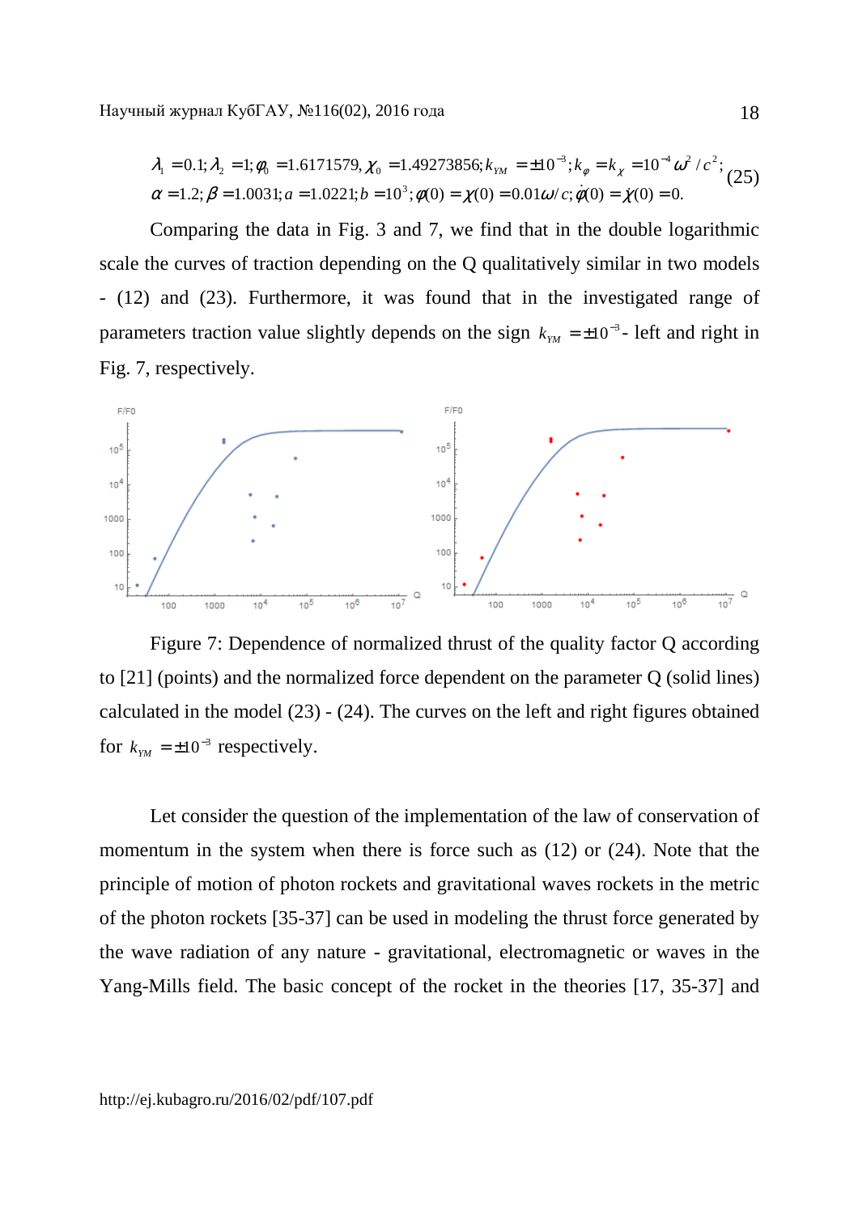$$\lambda_1 = 0.1; \lambda_2 = 1; \varphi_0 = 1.6171579, \chi_0 = 1.49273856; k_{YM} = \pm 10^{-3}; k_\varphi = k_\chi = 10^{-4}\omega^2 / c^2;$$
$$\alpha = 1.2; \beta = 1.0031; a = 1.0221; b = 10^3; \varphi(0) = \chi(0) = 0.01\omega / c; \dot{\varphi}(0) = \dot{\chi}(0) = 0. \quad (25)$$

Comparing the data in Fig. 3 and 7, we find that in the double logarithmic scale the curves of traction depending on the Q qualitatively similar in two models - (12) and (23). Furthermore, it was found that in the investigated range of parameters traction value slightly depends on the sign $k_{YM} = \pm 10^{-3}$- left and right in Fig. 7, respectively.

Figure 7: Dependence of normalized thrust of the quality factor Q according to [21] (points) and the normalized force dependent on the parameter Q (solid lines) calculated in the model (23) - (24). The curves on the left and right figures obtained for $k_{YM} = \pm 10^{-3}$ respectively.

Let consider the question of the implementation of the law of conservation of momentum in the system when there is force such as (12) or (24). Note that the principle of motion of photon rockets and gravitational waves rockets in the metric of the photon rockets [35-37] can be used in modeling the thrust force generated by the wave radiation of any nature - gravitational, electromagnetic or waves in the Yang-Mills field. The basic concept of the rocket in the theories [17, 35-37] and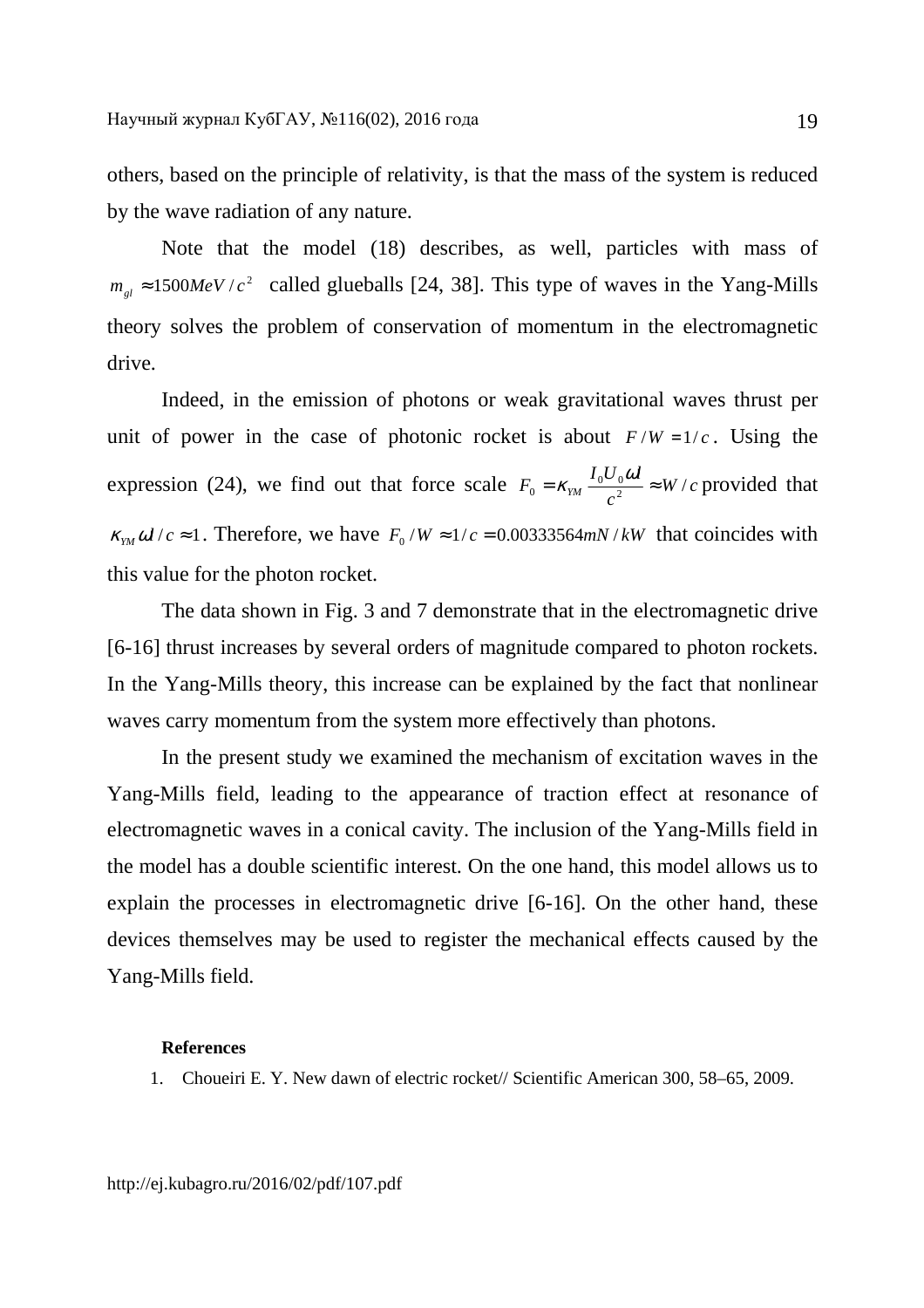others, based on the principle of relativity, is that the mass of the system is reduced by the wave radiation of any nature.

Note that the model (18) describes, as well, particles with mass of $m_{gl} \approx 1500 MeV/c^2$ called glueballs [24, 38]. This type of waves in the Yang-Mills theory solves the problem of conservation of momentum in the electromagnetic drive.

Indeed, in the emission of photons or weak gravitational waves thrust per unit of power in the case of photonic rocket is about $F/W = 1/c$. Using the expression (24), we find out that force scale $F_0 = \kappa_{YM} \frac{I_0 U_0 \omega l}{c^2} \approx W/c$ provided that $\kappa_{YM} \omega l / c \approx 1$. Therefore, we have $F_0 / W \approx 1/c = 0.00333564 mN/kW$ that coincides with this value for the photon rocket.

The data shown in Fig. 3 and 7 demonstrate that in the electromagnetic drive [6-16] thrust increases by several orders of magnitude compared to photon rockets. In the Yang-Mills theory, this increase can be explained by the fact that nonlinear waves carry momentum from the system more effectively than photons.

In the present study we examined the mechanism of excitation waves in the Yang-Mills field, leading to the appearance of traction effect at resonance of electromagnetic waves in a conical cavity. The inclusion of the Yang-Mills field in the model has a double scientific interest. On the one hand, this model allows us to explain the processes in electromagnetic drive [6-16]. On the other hand, these devices themselves may be used to register the mechanical effects caused by the Yang-Mills field.

**References**

1. Choueiri E. Y. New dawn of electric rocket// Scientific American 300, 58–65, 2009.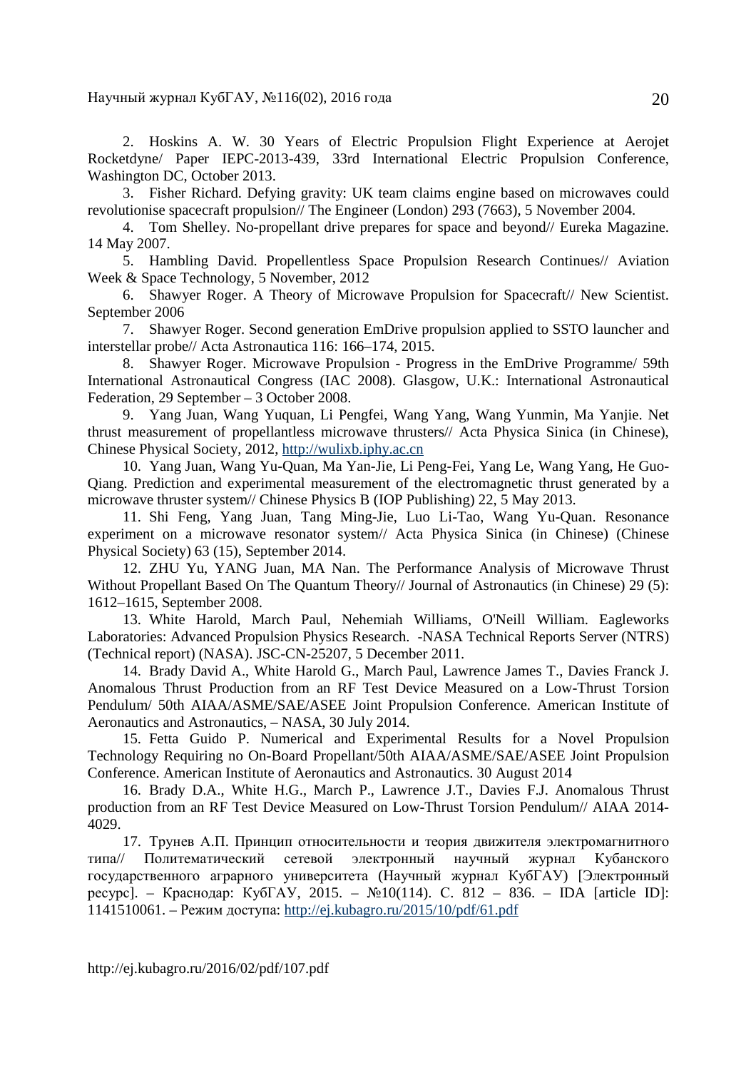2. Hoskins A. W. 30 Years of Electric Propulsion Flight Experience at Aerojet Rocketdyne/ Paper IEPC-2013-439, 33rd International Electric Propulsion Conference, Washington DC, October 2013.

3. Fisher Richard. Defying gravity: UK team claims engine based on microwaves could revolutionise spacecraft propulsion// The Engineer (London) 293 (7663), 5 November 2004.

4. Tom Shelley. No-propellant drive prepares for space and beyond// Eureka Magazine. 14 May 2007.

5. Hambling David. Propellentless Space Propulsion Research Continues// Aviation Week & Space Technology, 5 November, 2012

6. Shawyer Roger. A Theory of Microwave Propulsion for Spacecraft// New Scientist. September 2006

7. Shawyer Roger. Second generation EmDrive propulsion applied to SSTO launcher and interstellar probe// Acta Astronautica 116: 166–174, 2015.

8. Shawyer Roger. Microwave Propulsion - Progress in the EmDrive Programme/ 59th International Astronautical Congress (IAC 2008). Glasgow, U.K.: International Astronautical Federation, 29 September – 3 October 2008.

9. Yang Juan, Wang Yuquan, Li Pengfei, Wang Yang, Wang Yunmin, Ma Yanjie. Net thrust measurement of propellantless microwave thrusters// Acta Physica Sinica (in Chinese), Chinese Physical Society, 2012, http://wulixb.iphy.ac.cn

10. Yang Juan, Wang Yu-Quan, Ma Yan-Jie, Li Peng-Fei, Yang Le, Wang Yang, He Guo-Qiang. Prediction and experimental measurement of the electromagnetic thrust generated by a microwave thruster system// Chinese Physics B (IOP Publishing) 22, 5 May 2013.

11. Shi Feng, Yang Juan, Tang Ming-Jie, Luo Li-Tao, Wang Yu-Quan. Resonance experiment on a microwave resonator system// Acta Physica Sinica (in Chinese) (Chinese Physical Society) 63 (15), September 2014.

12. ZHU Yu, YANG Juan, MA Nan. The Performance Analysis of Microwave Thrust Without Propellant Based On The Quantum Theory// Journal of Astronautics (in Chinese) 29 (5): 1612–1615, September 2008.

13. White Harold, March Paul, Nehemiah Williams, O'Neill William. Eagleworks Laboratories: Advanced Propulsion Physics Research. -NASA Technical Reports Server (NTRS) (Technical report) (NASA). JSC-CN-25207, 5 December 2011.

14. Brady David A., White Harold G., March Paul, Lawrence James T., Davies Franck J. Anomalous Thrust Production from an RF Test Device Measured on a Low-Thrust Torsion Pendulum/ 50th AIAA/ASME/SAE/ASEE Joint Propulsion Conference. American Institute of Aeronautics and Astronautics, – NASA, 30 July 2014.

15. Fetta Guido P. Numerical and Experimental Results for a Novel Propulsion Technology Requiring no On-Board Propellant/50th AIAA/ASME/SAE/ASEE Joint Propulsion Conference. American Institute of Aeronautics and Astronautics. 30 August 2014

16. Brady D.A., White H.G., March P., Lawrence J.T., Davies F.J. Anomalous Thrust production from an RF Test Device Measured on Low-Thrust Torsion Pendulum// AIAA 2014-4029.

17. Трунев А.П. Принцип относительности и теория движителя электромагнитного типа// Политематический сетевой электронный научный журнал Кубанского государственного аграрного университета (Научный журнал КубГАУ) [Электронный ресурс]. – Краснодар: КубГАУ, 2015. – №10(114). С. 812 – 836. – IDA [article ID]: 1141510061. – Режим доступа: http://ej.kubagro.ru/2015/10/pdf/61.pdf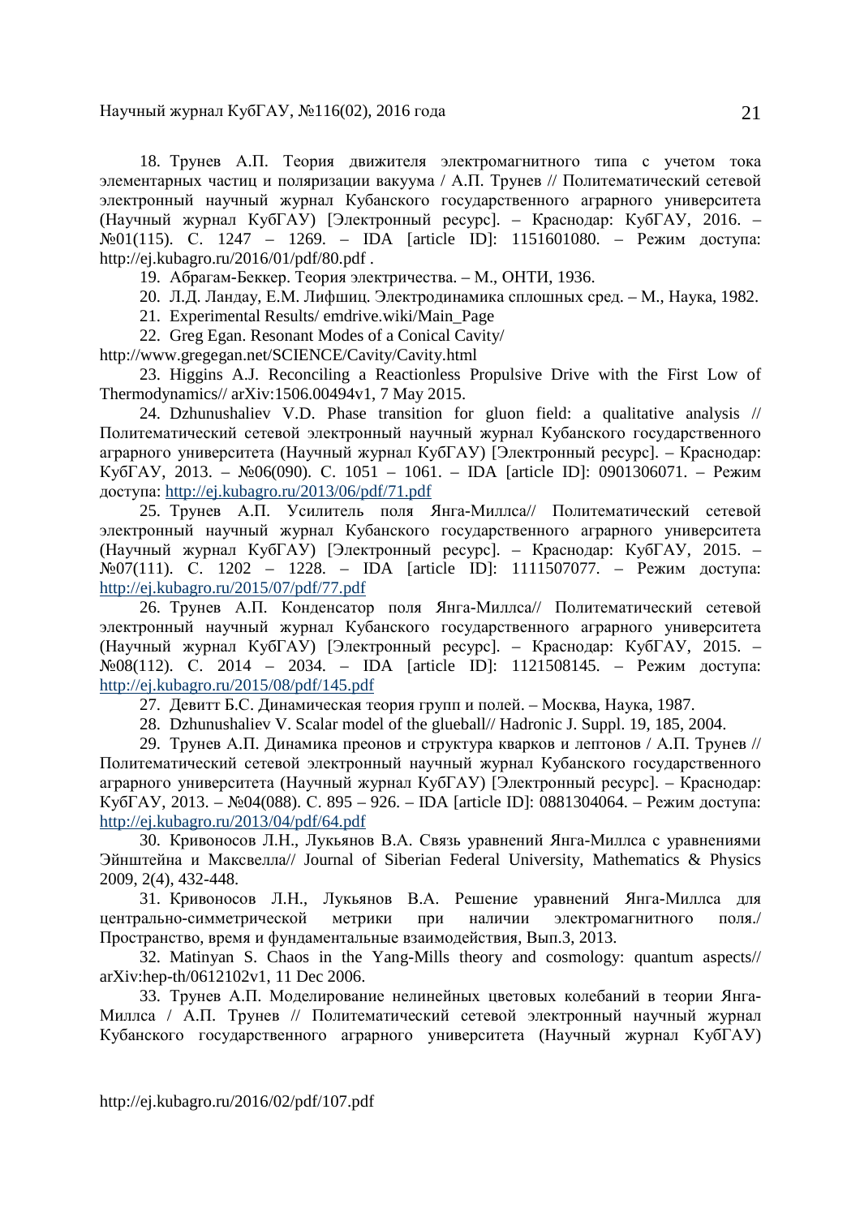18. Трунев А.П. Теория движителя электромагнитного типа с учетом тока элементарных частиц и поляризации вакуума / А.П. Трунев // Политематический сетевой электронный научный журнал Кубанского государственного аграрного университета (Научный журнал КубГАУ) [Электронный ресурс]. – Краснодар: КубГАУ, 2016. – №01(115). С. 1247 – 1269. – IDA [article ID]: 1151601080. – Режим доступа: http://ej.kubagro.ru/2016/01/pdf/80.pdf .

19. Абрагам-Беккер. Теория электричества. – М., ОНТИ, 1936.

20. Л.Д. Ландау, Е.М. Лифшиц. Электродинамика сплошных сред. – М., Наука, 1982.

21. Experimental Results/ emdrive.wiki/Main_Page

22. Greg Egan. Resonant Modes of a Conical Cavity/ http://www.gregegan.net/SCIENCE/Cavity/Cavity.html

23. Higgins A.J. Reconciling a Reactionless Propulsive Drive with the First Low of Thermodynamics// arXiv:1506.00494v1, 7 May 2015.

24. Dzhunushaliev V.D. Phase transition for gluon field: a qualitative analysis // Политематический сетевой электронный научный журнал Кубанского государственного аграрного университета (Научный журнал КубГАУ) [Электронный ресурс]. – Краснодар: КубГАУ, 2013. – №06(090). С. 1051 – 1061. – IDA [article ID]: 0901306071. – Режим доступа: http://ej.kubagro.ru/2013/06/pdf/71.pdf

25. Трунев А.П. Усилитель поля Янга-Миллса// Политематический сетевой электронный научный журнал Кубанского государственного аграрного университета (Научный журнал КубГАУ) [Электронный ресурс]. – Краснодар: КубГАУ, 2015. – №07(111). С. 1202 – 1228. – IDA [article ID]: 1111507077. – Режим доступа: http://ej.kubagro.ru/2015/07/pdf/77.pdf

26. Трунев А.П. Конденсатор поля Янга-Миллса// Политематический сетевой электронный научный журнал Кубанского государственного аграрного университета (Научный журнал КубГАУ) [Электронный ресурс]. – Краснодар: КубГАУ, 2015. – №08(112). С. 2014 – 2034. – IDA [article ID]: 1121508145. – Режим доступа: http://ej.kubagro.ru/2015/08/pdf/145.pdf

27. Девитт Б.С. Динамическая теория групп и полей. – Москва, Наука, 1987.

28. Dzhunushaliev V. Scalar model of the glueball// Hadronic J. Suppl. 19, 185, 2004.

29. Трунев А.П. Динамика преонов и структура кварков и лептонов / А.П. Трунев // Политематический сетевой электронный научный журнал Кубанского государственного аграрного университета (Научный журнал КубГАУ) [Электронный ресурс]. – Краснодар: КубГАУ, 2013. – №04(088). С. 895 – 926. – IDA [article ID]: 0881304064. – Режим доступа: http://ej.kubagro.ru/2013/04/pdf/64.pdf

30. Кривоносов Л.Н., Лукьянов В.А. Связь уравнений Янга-Миллса с уравнениями Эйнштейна и Максвелла// Journal of Siberian Federal University, Mathematics & Physics 2009, 2(4), 432-448.

31. Кривоносов Л.Н., Лукьянов В.А. Решение уравнений Янга-Миллса для центрально-симметрической метрики при наличии электромагнитного поля./ Пространство, время и фундаментальные взаимодействия, Вып.3, 2013.

32. Matinyan S. Chaos in the Yang-Mills theory and cosmology: quantum aspects// arXiv:hep-th/0612102v1, 11 Dec 2006.

33. Трунев А.П. Моделирование нелинейных цветовых колебаний в теории Янга-Миллса / А.П. Трунев // Политематический сетевой электронный научный журнал Кубанского государственного аграрного университета (Научный журнал КубГАУ)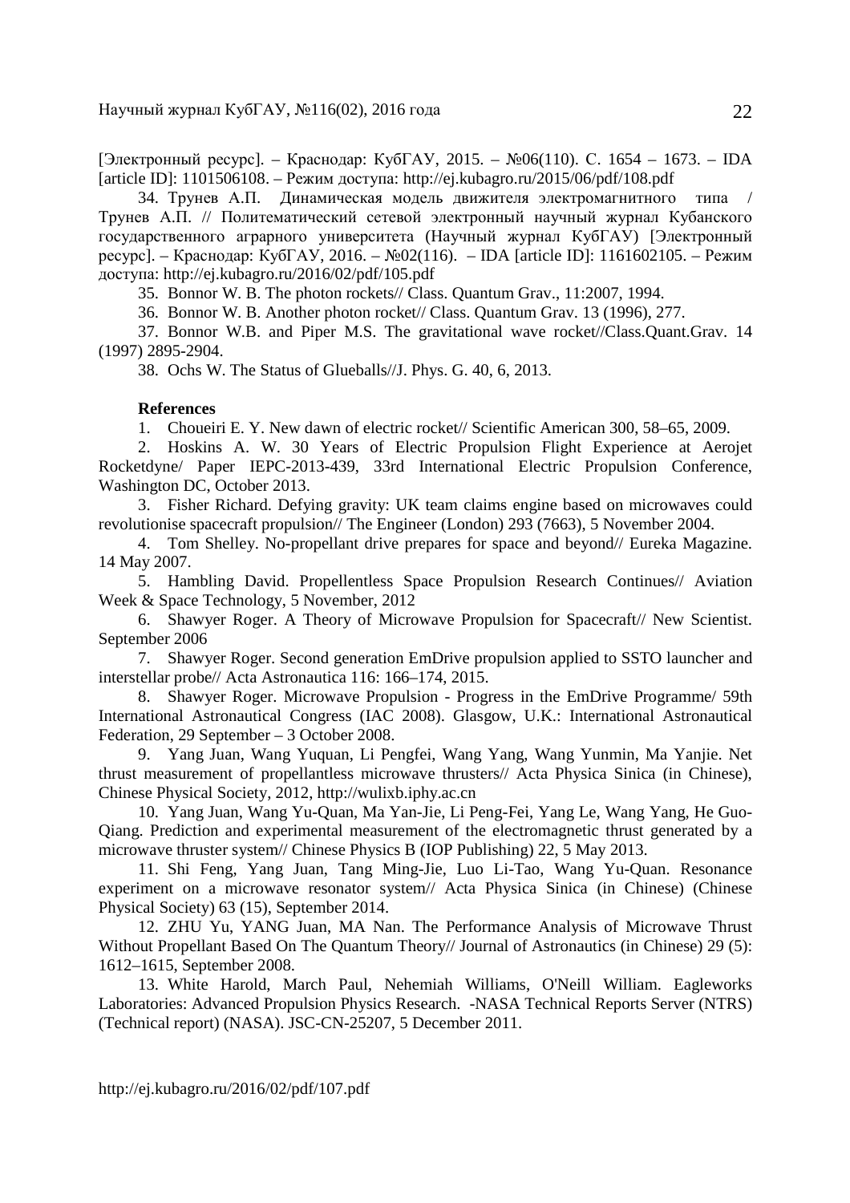[Электронный ресурс]. – Краснодар: КубГАУ, 2015. – №06(110). С. 1654 – 1673. – IDA [article ID]: 1101506108. – Режим доступа: http://ej.kubagro.ru/2015/06/pdf/108.pdf

34. Трунев А.П. Динамическая модель движителя электромагнитного типа / Трунев А.П. // Политематический сетевой электронный научный журнал Кубанского государственного аграрного университета (Научный журнал КубГАУ) [Электронный ресурс]. – Краснодар: КубГАУ, 2016. – №02(116). – IDA [article ID]: 1161602105. – Режим доступа: http://ej.kubagro.ru/2016/02/pdf/105.pdf

35. Bonnor W. B. The photon rockets// Class. Quantum Grav., 11:2007, 1994.

36. Bonnor W. B. Another photon rocket// Class. Quantum Grav. 13 (1996), 277.

37. Bonnor W.B. and Piper M.S. The gravitational wave rocket//Class.Quant.Grav. 14 (1997) 2895-2904.

38. Ochs W. The Status of Glueballs//J. Phys. G. 40, 6, 2013.

**References**

1. Choueiri E. Y. New dawn of electric rocket// Scientific American 300, 58–65, 2009.
2. Hoskins A. W. 30 Years of Electric Propulsion Flight Experience at Aerojet Rocketdyne/ Paper IEPC-2013-439, 33rd International Electric Propulsion Conference, Washington DC, October 2013.
3. Fisher Richard. Defying gravity: UK team claims engine based on microwaves could revolutionise spacecraft propulsion// The Engineer (London) 293 (7663), 5 November 2004.
4. Tom Shelley. No-propellant drive prepares for space and beyond// Eureka Magazine. 14 May 2007.
5. Hambling David. Propellentless Space Propulsion Research Continues// Aviation Week & Space Technology, 5 November, 2012
6. Shawyer Roger. A Theory of Microwave Propulsion for Spacecraft// New Scientist. September 2006
7. Shawyer Roger. Second generation EmDrive propulsion applied to SSTO launcher and interstellar probe// Acta Astronautica 116: 166–174, 2015.
8. Shawyer Roger. Microwave Propulsion - Progress in the EmDrive Programme/ 59th International Astronautical Congress (IAC 2008). Glasgow, U.K.: International Astronautical Federation, 29 September – 3 October 2008.
9. Yang Juan, Wang Yuquan, Li Pengfei, Wang Yang, Wang Yunmin, Ma Yanjie. Net thrust measurement of propellantless microwave thrusters// Acta Physica Sinica (in Chinese), Chinese Physical Society, 2012, http://wulixb.iphy.ac.cn
10. Yang Juan, Wang Yu-Quan, Ma Yan-Jie, Li Peng-Fei, Yang Le, Wang Yang, He Guo-Qiang. Prediction and experimental measurement of the electromagnetic thrust generated by a microwave thruster system// Chinese Physics B (IOP Publishing) 22, 5 May 2013.
11. Shi Feng, Yang Juan, Tang Ming-Jie, Luo Li-Tao, Wang Yu-Quan. Resonance experiment on a microwave resonator system// Acta Physica Sinica (in Chinese) (Chinese Physical Society) 63 (15), September 2014.
12. ZHU Yu, YANG Juan, MA Nan. The Performance Analysis of Microwave Thrust Without Propellant Based On The Quantum Theory// Journal of Astronautics (in Chinese) 29 (5): 1612–1615, September 2008.
13. White Harold, March Paul, Nehemiah Williams, O'Neill William. Eagleworks Laboratories: Advanced Propulsion Physics Research. -NASA Technical Reports Server (NTRS) (Technical report) (NASA). JSC-CN-25207, 5 December 2011.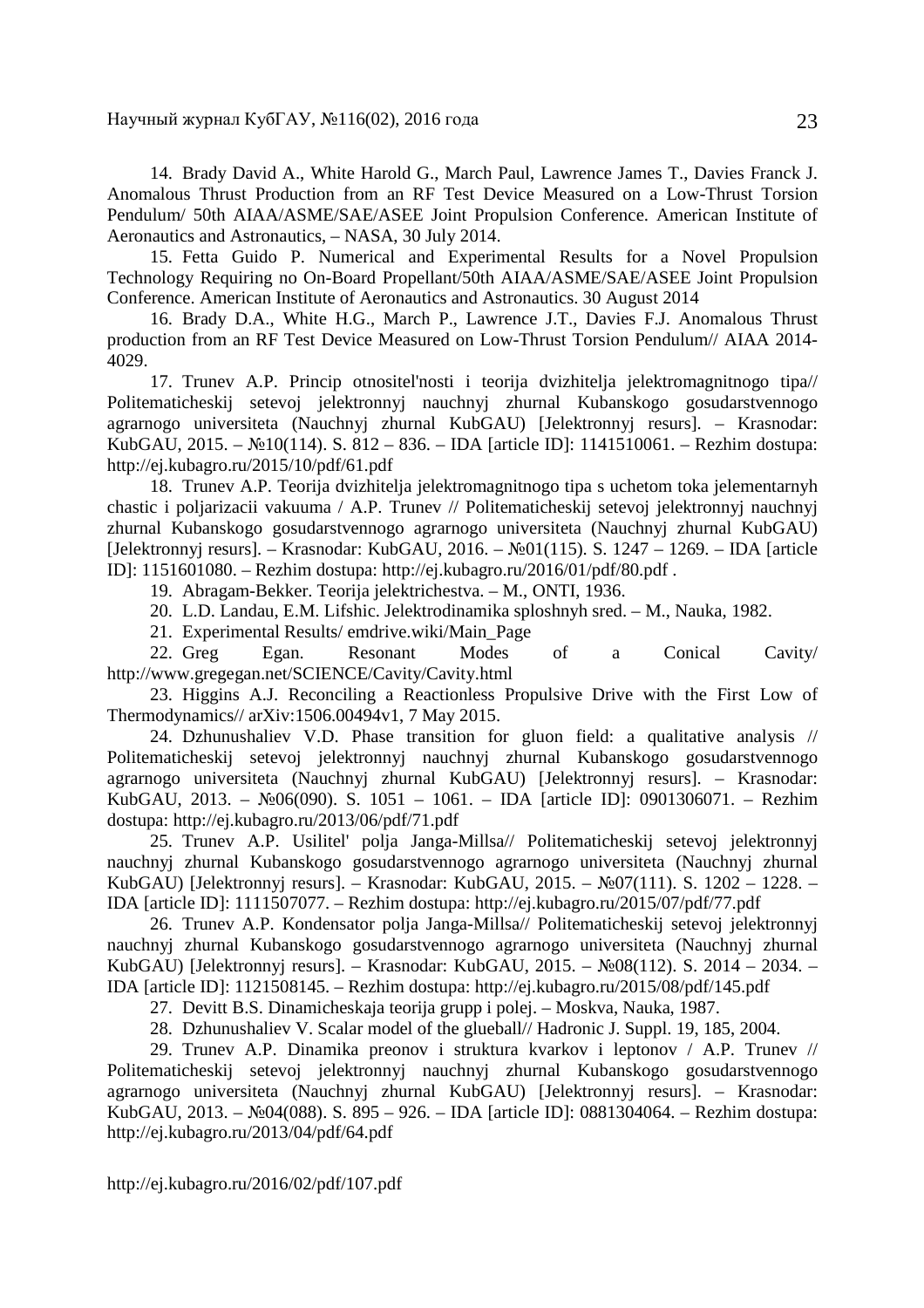14. Brady David A., White Harold G., March Paul, Lawrence James T., Davies Franck J. Anomalous Thrust Production from an RF Test Device Measured on a Low-Thrust Torsion Pendulum/ 50th AIAA/ASME/SAE/ASEE Joint Propulsion Conference. American Institute of Aeronautics and Astronautics, – NASA, 30 July 2014.

15. Fetta Guido P. Numerical and Experimental Results for a Novel Propulsion Technology Requiring no On-Board Propellant/50th AIAA/ASME/SAE/ASEE Joint Propulsion Conference. American Institute of Aeronautics and Astronautics. 30 August 2014

16. Brady D.A., White H.G., March P., Lawrence J.T., Davies F.J. Anomalous Thrust production from an RF Test Device Measured on Low-Thrust Torsion Pendulum// AIAA 2014-4029.

17. Trunev A.P. Princip otnositel'nosti i teorija dvizhitelja jelektromagnitnogo tipa// Politematicheskij setevoj jelektronnyj nauchnyj zhurnal Kubanskogo gosudarstvennogo agrarnogo universiteta (Nauchnyj zhurnal KubGAU) [Jelektronnyj resurs]. – Krasnodar: KubGAU, 2015. – №10(114). S. 812 – 836. – IDA [article ID]: 1141510061. – Rezhim dostupa: http://ej.kubagro.ru/2015/10/pdf/61.pdf

18. Trunev A.P. Teorija dvizhitelja jelektromagnitnogo tipa s uchetom toka jelementarnyh chastic i poljarizacii vakuuma / A.P. Trunev // Politematicheskij setevoj jelektronnyj nauchnyj zhurnal Kubanskogo gosudarstvennogo agrarnogo universiteta (Nauchnyj zhurnal KubGAU) [Jelektronnyj resurs]. – Krasnodar: KubGAU, 2016. – №01(115). S. 1247 – 1269. – IDA [article ID]: 1151601080. – Rezhim dostupa: http://ej.kubagro.ru/2016/01/pdf/80.pdf .

19. Abragam-Bekker. Teorija jelektrichestva. – M., ONTI, 1936.

20. L.D. Landau, E.M. Lifshic. Jelektrodinamika sploshnyh sred. – M., Nauka, 1982.

21. Experimental Results/ emdrive.wiki/Main_Page

22. Greg Egan. Resonant Modes of a Conical Cavity/ http://www.gregegan.net/SCIENCE/Cavity/Cavity.html

23. Higgins A.J. Reconciling a Reactionless Propulsive Drive with the First Low of Thermodynamics// arXiv:1506.00494v1, 7 May 2015.

24. Dzhunushaliev V.D. Phase transition for gluon field: a qualitative analysis // Politematicheskij setevoj jelektronnyj nauchnyj zhurnal Kubanskogo gosudarstvennogo agrarnogo universiteta (Nauchnyj zhurnal KubGAU) [Jelektronnyj resurs]. – Krasnodar: KubGAU, 2013. – №06(090). S. 1051 – 1061. – IDA [article ID]: 0901306071. – Rezhim dostupa: http://ej.kubagro.ru/2013/06/pdf/71.pdf

25. Trunev A.P. Usilitel' polja Janga-Millsa// Politematicheskij setevoj jelektronnyj nauchnyj zhurnal Kubanskogo gosudarstvennogo agrarnogo universiteta (Nauchnyj zhurnal KubGAU) [Jelektronnyj resurs]. – Krasnodar: KubGAU, 2015. – №07(111). S. 1202 – 1228. – IDA [article ID]: 1111507077. – Rezhim dostupa: http://ej.kubagro.ru/2015/07/pdf/77.pdf

26. Trunev A.P. Kondensator polja Janga-Millsa// Politematicheskij setevoj jelektronnyj nauchnyj zhurnal Kubanskogo gosudarstvennogo agrarnogo universiteta (Nauchnyj zhurnal KubGAU) [Jelektronnyj resurs]. – Krasnodar: KubGAU, 2015. – №08(112). S. 2014 – 2034. – IDA [article ID]: 1121508145. – Rezhim dostupa: http://ej.kubagro.ru/2015/08/pdf/145.pdf

27. Devitt B.S. Dinamicheskaja teorija grupp i polej. – Moskva, Nauka, 1987.

28. Dzhunushaliev V. Scalar model of the glueball// Hadronic J. Suppl. 19, 185, 2004.

29. Trunev A.P. Dinamika preonov i struktura kvarkov i leptonov / A.P. Trunev // Politematicheskij setevoj jelektronnyj nauchnyj zhurnal Kubanskogo gosudarstvennogo agrarnogo universiteta (Nauchnyj zhurnal KubGAU) [Jelektronnyj resurs]. – Krasnodar: KubGAU, 2013. – №04(088). S. 895 – 926. – IDA [article ID]: 0881304064. – Rezhim dostupa: http://ej.kubagro.ru/2013/04/pdf/64.pdf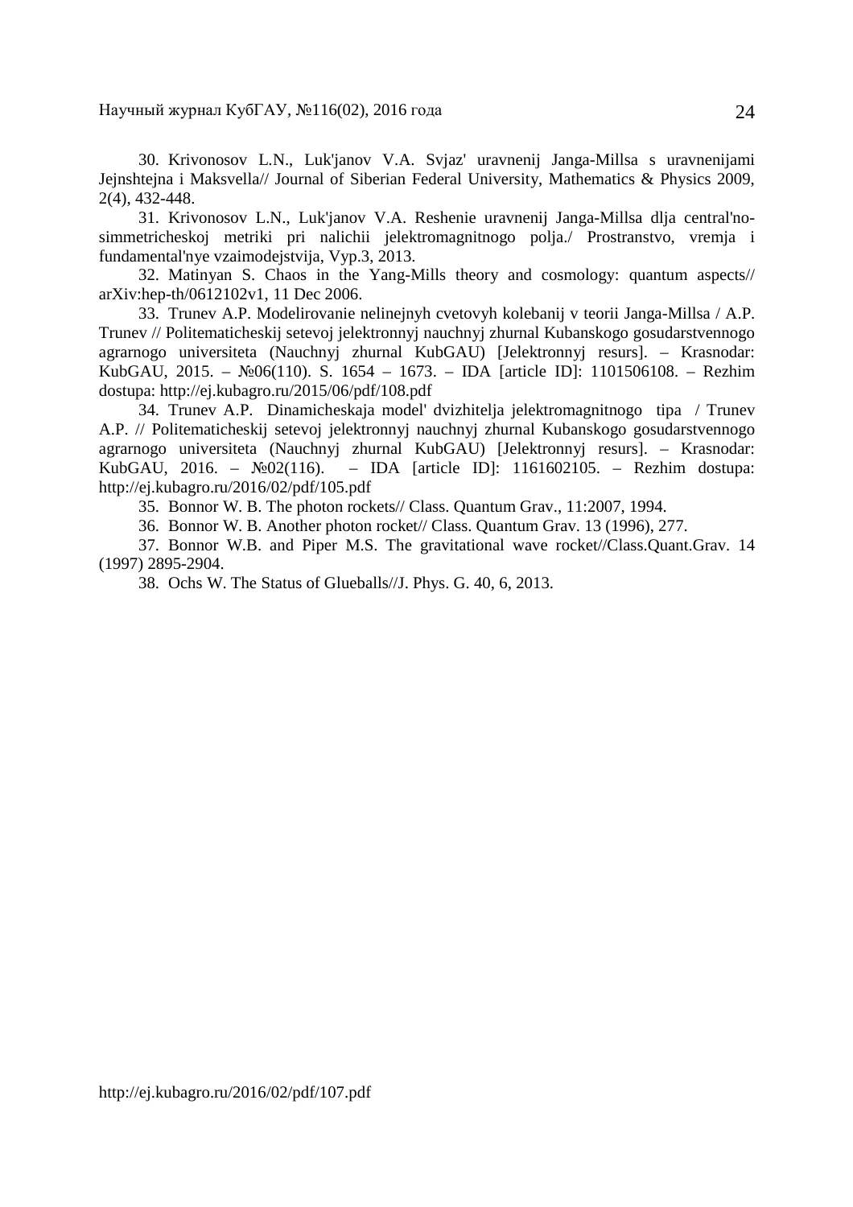30. Krivonosov L.N., Luk'janov V.A. Svjaz' uravnenij Janga-Millsa s uravnenijami Jejnshtejna i Maksvella// Journal of Siberian Federal University, Mathematics & Physics 2009, 2(4), 432-448.

31. Krivonosov L.N., Luk'janov V.A. Reshenie uravnenij Janga-Millsa dlja central'no-simmetricheskoj metriki pri nalichii jelektromagnitnogo polja./ Prostranstvo, vremja i fundamental'nye vzaimodejstvija, Vyp.3, 2013.

32. Matinyan S. Chaos in the Yang-Mills theory and cosmology: quantum aspects// arXiv:hep-th/0612102v1, 11 Dec 2006.

33. Trunev A.P. Modelirovanie nelinejnyh cvetovyh kolebanij v teorii Janga-Millsa / A.P. Trunev // Politematicheskij setevoj jelektronnyj nauchnyj zhurnal Kubanskogo gosudarstvennogo agrarnogo universiteta (Nauchnyj zhurnal KubGAU) [Jelektronnyj resurs]. – Krasnodar: KubGAU, 2015. – №06(110). S. 1654 – 1673. – IDA [article ID]: 1101506108. – Rezhim dostupa: http://ej.kubagro.ru/2015/06/pdf/108.pdf

34. Trunev A.P. Dinamicheskaja model' dvizhitelja jelektromagnitnogo tipa / Trunev A.P. // Politematicheskij setevoj jelektronnyj nauchnyj zhurnal Kubanskogo gosudarstvennogo agrarnogo universiteta (Nauchnyj zhurnal KubGAU) [Jelektronnyj resurs]. – Krasnodar: KubGAU, 2016. – №02(116). – IDA [article ID]: 1161602105. – Rezhim dostupa: http://ej.kubagro.ru/2016/02/pdf/105.pdf

35. Bonnor W. B. The photon rockets// Class. Quantum Grav., 11:2007, 1994.

36. Bonnor W. B. Another photon rocket// Class. Quantum Grav. 13 (1996), 277.

37. Bonnor W.B. and Piper M.S. The gravitational wave rocket//Class.Quant.Grav. 14 (1997) 2895-2904.

38. Ochs W. The Status of Glueballs//J. Phys. G. 40, 6, 2013.